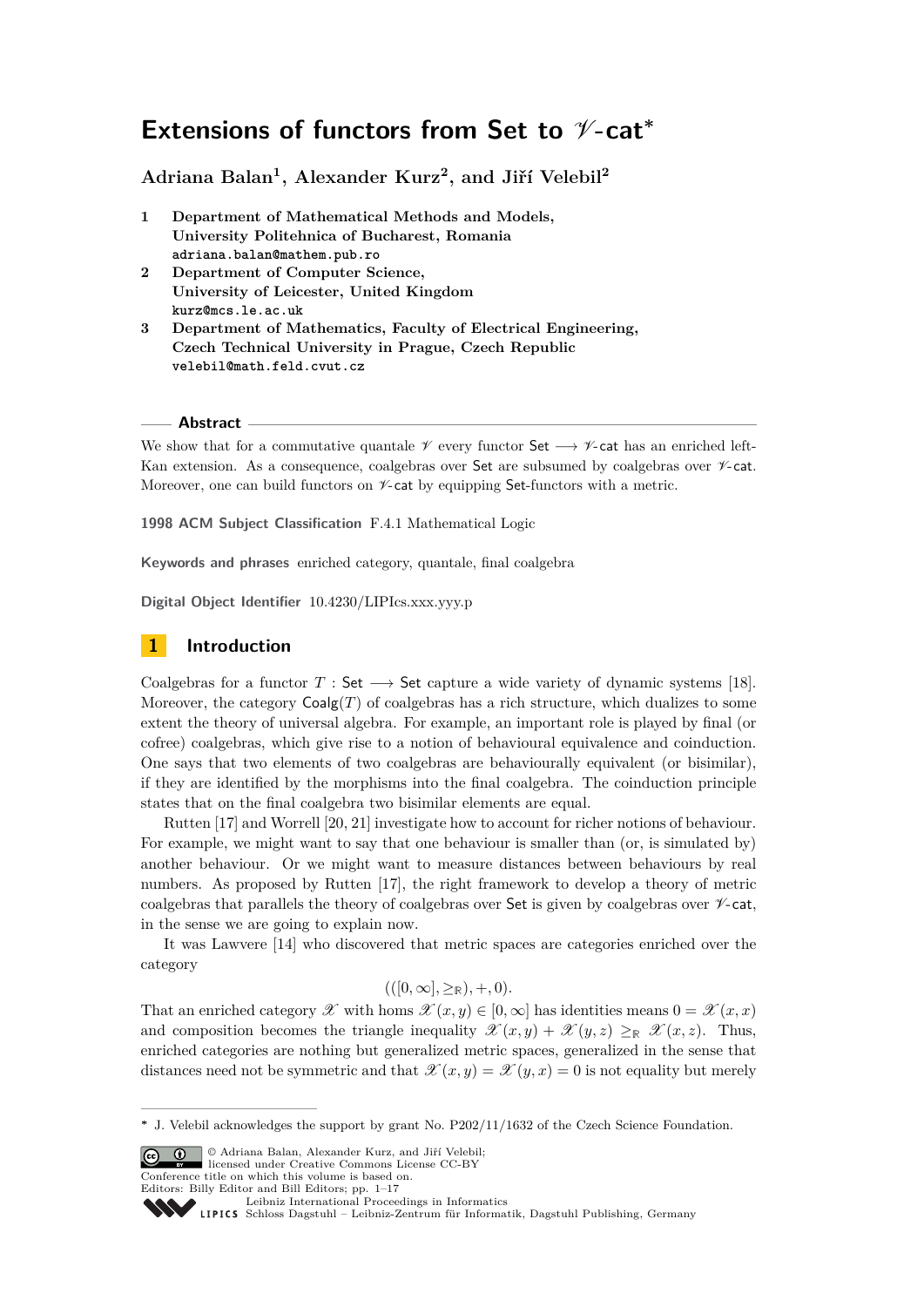# Extensions of functors from Set to $\mathscr{V}$-cat*

**Adriana Balan[1], Alexander Kurz[2], and Jiří Velebil[2]**

1. **Department of Mathematical Methods and Models, University Politehnica of Bucharest, Romania**
   adriana.balan@mathem.pub.ro
2. **Department of Computer Science, University of Leicester, United Kingdom**
   kurz@mcs.le.ac.uk
3. **Department of Mathematics, Faculty of Electrical Engineering, Czech Technical University in Prague, Czech Republic**
   velebil@math.feld.cvut.cz

## Abstract

We show that for a commutative quantale $\mathscr{V}$ every functor $\mathsf{Set} \longrightarrow \mathscr{V}\text{-}\mathsf{cat}$ has an enriched left-Kan extension. As a consequence, coalgebras over $\mathsf{Set}$ are subsumed by coalgebras over $\mathscr{V}\text{-}\mathsf{cat}$. Moreover, one can build functors on $\mathscr{V}\text{-}\mathsf{cat}$ by equipping $\mathsf{Set}$-functors with a metric.

**1998 ACM Subject Classification** F.4.1 Mathematical Logic

**Keywords and phrases** enriched category, quantale, final coalgebra

**Digital Object Identifier** 10.4230/LIPIcs.xxx.yyy.p

## 1 Introduction

Coalgebras for a functor $T : \mathsf{Set} \longrightarrow \mathsf{Set}$ capture a wide variety of dynamic systems [18]. Moreover, the category $\mathsf{Coalg}(T)$ of coalgebras has a rich structure, which dualizes to some extent the theory of universal algebra. For example, an important role is played by final (or cofree) coalgebras, which give rise to a notion of behavioural equivalence and coinduction. One says that two elements of two coalgebras are behaviourally equivalent (or bisimilar), if they are identified by the morphisms into the final coalgebra. The coinduction principle states that on the final coalgebra two bisimilar elements are equal.

Rutten [17] and Worrell [20, 21] investigate how to account for richer notions of behaviour. For example, we might want to say that one behaviour is smaller than (or, is simulated by) another behaviour. Or we might want to measure distances between behaviours by real numbers. As proposed by Rutten [17], the right framework to develop a theory of metric coalgebras that parallels the theory of coalgebras over $\mathsf{Set}$ is given by coalgebras over $\mathscr{V}\text{-}\mathsf{cat}$, in the sense we are going to explain now.

It was Lawvere [14] who discovered that metric spaces are categories enriched over the category

$$(([0, \infty], \geq_{\mathbb{R}}), +, 0).$$

That an enriched category $\mathscr{X}$ with homs $\mathscr{X}(x, y) \in [0, \infty]$ has identities means $0 = \mathscr{X}(x, x)$ and composition becomes the triangle inequality $\mathscr{X}(x, y) + \mathscr{X}(y, z) \geq_{\mathbb{R}} \mathscr{X}(x, z)$. Thus, enriched categories are nothing but generalized metric spaces, generalized in the sense that distances need not be symmetric and that $\mathscr{X}(x, y) = \mathscr{X}(y, x) = 0$ is not equality but merely

---

* J. Velebil acknowledges the support by grant No. P202/11/1632 of the Czech Science Foundation.

© Adriana Balan, Alexander Kurz, and Jiří Velebil; licensed under Creative Commons License CC-BY
Conference title on which this volume is based on.
Editors: Billy Editor and Bill Editors; pp. 1–17
Leibniz International Proceedings in Informatics
LIPICS Schloss Dagstuhl – Leibniz-Zentrum für Informatik, Dagstuhl Publishing, Germany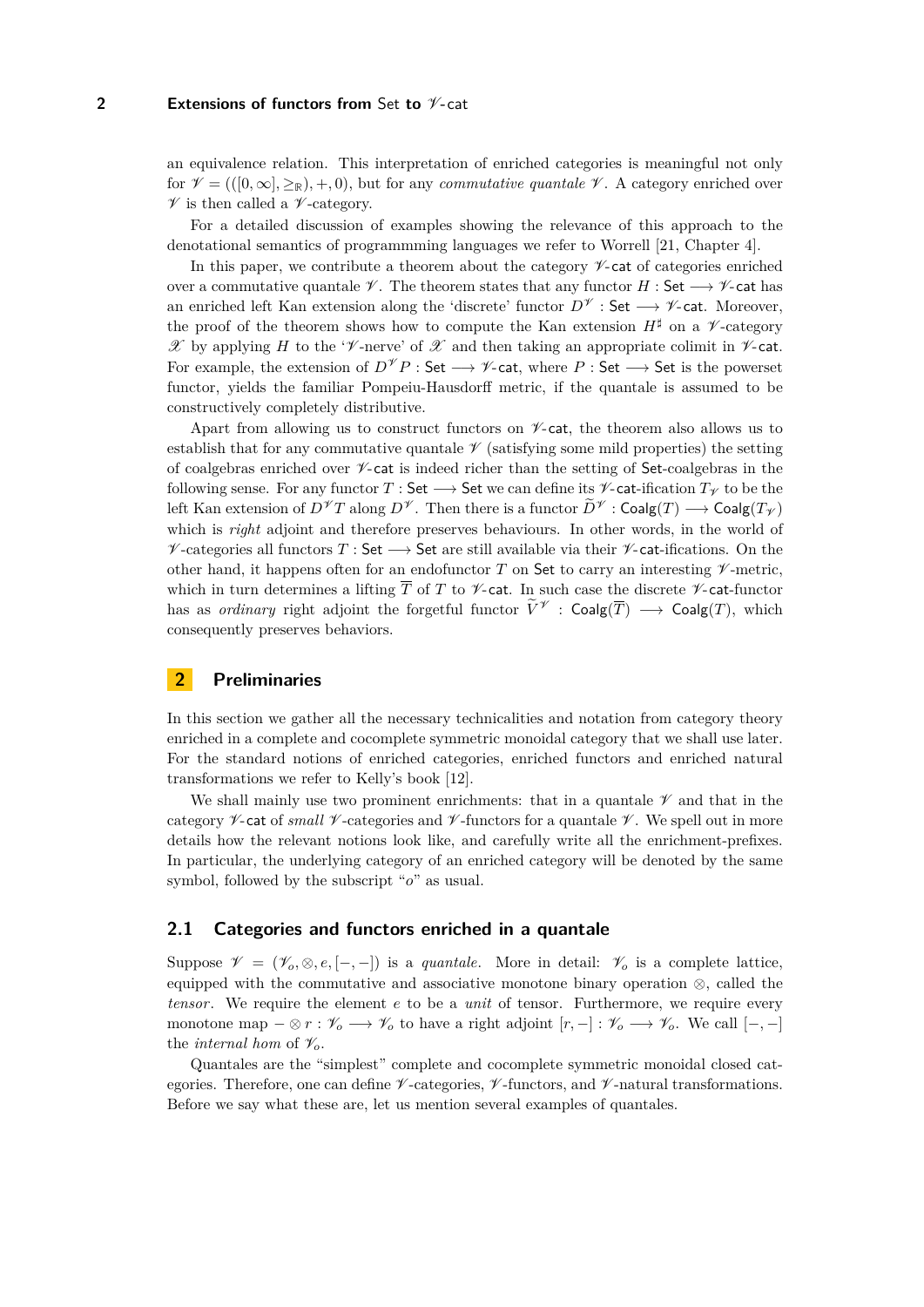an equivalence relation. This interpretation of enriched categories is meaningful not only for $\mathscr{V} = (([0,\infty], \geq_{\mathbb{R}}), +, 0)$, but for any *commutative quantale* $\mathscr{V}$. A category enriched over $\mathscr{V}$ is then called a $\mathscr{V}$-category.

For a detailed discussion of examples showing the relevance of this approach to the denotational semantics of programmming languages we refer to Worrell [21, Chapter 4].

In this paper, we contribute a theorem about the category $\mathscr{V}$-$\mathsf{cat}$ of categories enriched over a commutative quantale $\mathscr{V}$. The theorem states that any functor $H : \mathsf{Set} \longrightarrow \mathscr{V}\text{-}\mathsf{cat}$ has an enriched left Kan extension along the 'discrete' functor $D^{\mathscr{V}} : \mathsf{Set} \longrightarrow \mathscr{V}\text{-}\mathsf{cat}$. Moreover, the proof of the theorem shows how to compute the Kan extension $H^\sharp$ on a $\mathscr{V}$-category $\mathscr{X}$ by applying $H$ to the '$\mathscr{V}$-nerve' of $\mathscr{X}$ and then taking an appropriate colimit in $\mathscr{V}$-$\mathsf{cat}$. For example, the extension of $D^{\mathscr{V}}P : \mathsf{Set} \longrightarrow \mathscr{V}\text{-}\mathsf{cat}$, where $P : \mathsf{Set} \longrightarrow \mathsf{Set}$ is the powerset functor, yields the familiar Pompeiu-Hausdorff metric, if the quantale is assumed to be constructively completely distributive.

Apart from allowing us to construct functors on $\mathscr{V}$-$\mathsf{cat}$, the theorem also allows us to establish that for any commutative quantale $\mathscr{V}$ (satisfying some mild properties) the setting of coalgebras enriched over $\mathscr{V}$-$\mathsf{cat}$ is indeed richer than the setting of $\mathsf{Set}$-coalgebras in the following sense. For any functor $T : \mathsf{Set} \longrightarrow \mathsf{Set}$ we can define its $\mathscr{V}$-$\mathsf{cat}$-ification $T_{\mathscr{V}}$ to be the left Kan extension of $D^{\mathscr{V}}T$ along $D^{\mathscr{V}}$. Then there is a functor $\widetilde{D}^{\mathscr{V}} : \mathsf{Coalg}(T) \longrightarrow \mathsf{Coalg}(T_{\mathscr{V}})$ which is *right* adjoint and therefore preserves behaviours. In other words, in the world of $\mathscr{V}$-categories all functors $T : \mathsf{Set} \longrightarrow \mathsf{Set}$ are still available via their $\mathscr{V}$-$\mathsf{cat}$-ifications. On the other hand, it happens often for an endofunctor $T$ on $\mathsf{Set}$ to carry an interesting $\mathscr{V}$-metric, which in turn determines a lifting $\overline{T}$ of $T$ to $\mathscr{V}$-$\mathsf{cat}$. In such case the discrete $\mathscr{V}$-$\mathsf{cat}$-functor has as *ordinary* right adjoint the forgetful functor $\widetilde{V}^{\mathscr{V}} : \mathsf{Coalg}(\overline{T}) \longrightarrow \mathsf{Coalg}(T)$, which consequently preserves behaviors.

## 2 Preliminaries

In this section we gather all the necessary technicalities and notation from category theory enriched in a complete and cocomplete symmetric monoidal category that we shall use later. For the standard notions of enriched categories, enriched functors and enriched natural transformations we refer to Kelly's book [12].

We shall mainly use two prominent enrichments: that in a quantale $\mathscr{V}$ and that in the category $\mathscr{V}$-$\mathsf{cat}$ of *small* $\mathscr{V}$-categories and $\mathscr{V}$-functors for a quantale $\mathscr{V}$. We spell out in more details how the relevant notions look like, and carefully write all the enrichment-prefixes. In particular, the underlying category of an enriched category will be denoted by the same symbol, followed by the subscript "$o$" as usual.

### 2.1 Categories and functors enriched in a quantale

Suppose $\mathscr{V} = (\mathscr{V}_o, \otimes, e, [-,-])$ is a *quantale*. More in detail: $\mathscr{V}_o$ is a complete lattice, equipped with the commutative and associative monotone binary operation $\otimes$, called the *tensor*. We require the element $e$ to be a *unit* of tensor. Furthermore, we require every monotone map $- \otimes r : \mathscr{V}_o \longrightarrow \mathscr{V}_o$ to have a right adjoint $[r,-] : \mathscr{V}_o \longrightarrow \mathscr{V}_o$. We call $[-,-]$ the *internal hom* of $\mathscr{V}_o$.

Quantales are the "simplest" complete and cocomplete symmetric monoidal closed categories. Therefore, one can define $\mathscr{V}$-categories, $\mathscr{V}$-functors, and $\mathscr{V}$-natural transformations. Before we say what these are, let us mention several examples of quantales.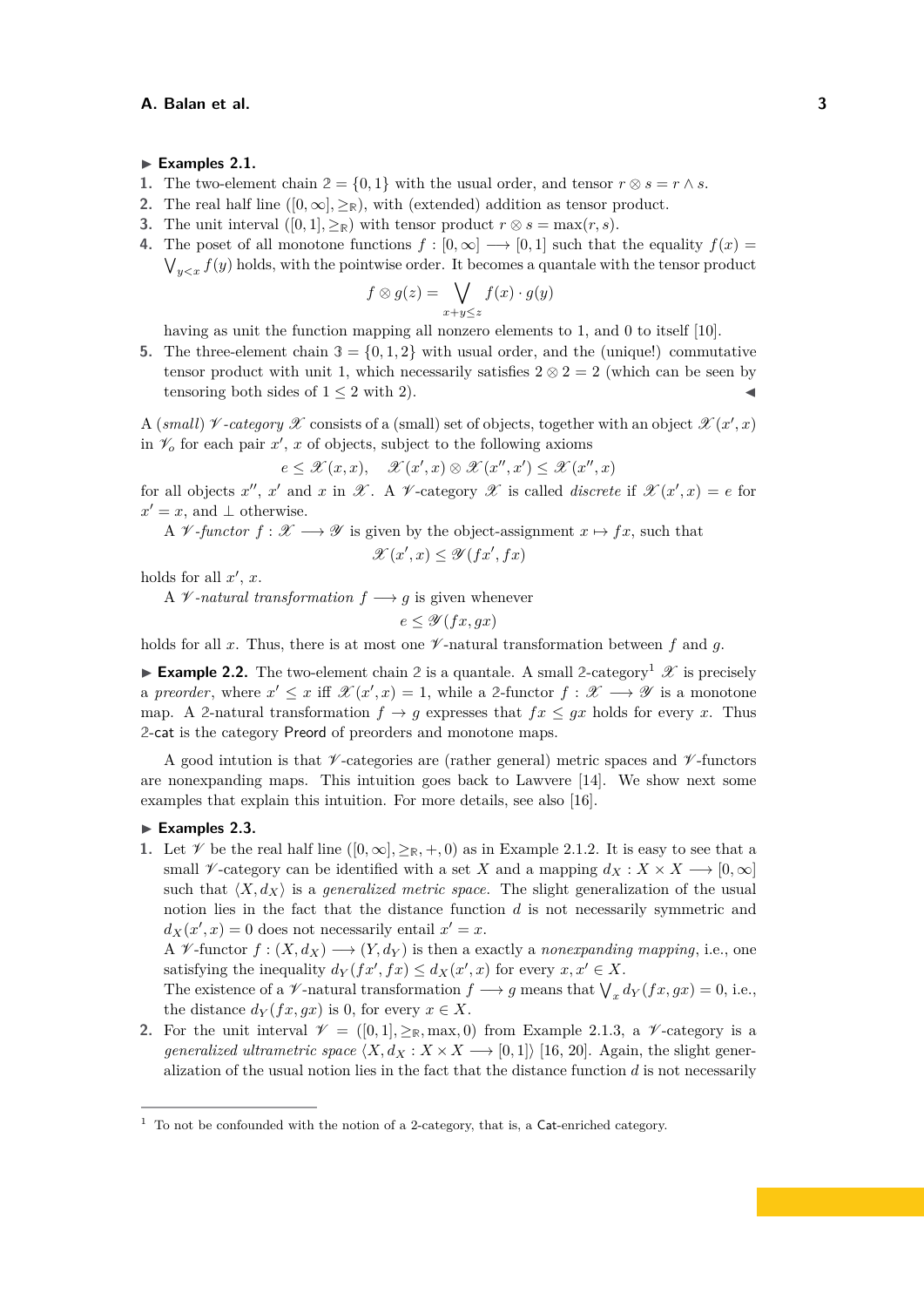▶ **Examples 2.1.**

1. The two-element chain $\mathbb{2} = \{0, 1\}$ with the usual order, and tensor $r \otimes s = r \wedge s$.
2. The real half line $([0, \infty], \geq_{\mathbb{R}})$, with (extended) addition as tensor product.
3. The unit interval $([0, 1], \geq_{\mathbb{R}})$ with tensor product $r \otimes s = \max(r, s)$.
4. The poset of all monotone functions $f : [0, \infty] \longrightarrow [0, 1]$ such that the equality $f(x) = \bigvee_{y<x} f(y)$ holds, with the pointwise order. It becomes a quantale with the tensor product
$$f \otimes g(z) = \bigvee_{x+y \leq z} f(x) \cdot g(y)$$
having as unit the function mapping all nonzero elements to 1, and 0 to itself [10].
5. The three-element chain $\mathbb{3} = \{0, 1, 2\}$ with usual order, and the (unique!) commutative tensor product with unit 1, which necessarily satisfies $2 \otimes 2 = 2$ (which can be seen by tensoring both sides of $1 \leq 2$ with 2). ◀

A *(small)* $\mathscr{V}$*-category* $\mathscr{X}$ consists of a (small) set of objects, together with an object $\mathscr{X}(x', x)$ in $\mathscr{V}_o$ for each pair $x'$, $x$ of objects, subject to the following axioms
$$e \leq \mathscr{X}(x, x), \quad \mathscr{X}(x', x) \otimes \mathscr{X}(x'', x') \leq \mathscr{X}(x'', x)$$
for all objects $x''$, $x'$ and $x$ in $\mathscr{X}$. A $\mathscr{V}$-category $\mathscr{X}$ is called *discrete* if $\mathscr{X}(x', x) = e$ for $x' = x$, and $\bot$ otherwise.

A $\mathscr{V}$*-functor* $f : \mathscr{X} \longrightarrow \mathscr{Y}$ is given by the object-assignment $x \mapsto fx$, such that
$$\mathscr{X}(x', x) \leq \mathscr{Y}(fx', fx)$$
holds for all $x'$, $x$.

A $\mathscr{V}$*-natural transformation* $f \longrightarrow g$ is given whenever
$$e \leq \mathscr{Y}(fx, gx)$$
holds for all $x$. Thus, there is at most one $\mathscr{V}$-natural transformation between $f$ and $g$.

▶ **Example 2.2.** The two-element chain $\mathbb{2}$ is a quantale. A small $\mathbb{2}$-category[1] $\mathscr{X}$ is precisely a *preorder*, where $x' \leq x$ iff $\mathscr{X}(x', x) = 1$, while a $\mathbb{2}$-functor $f : \mathscr{X} \longrightarrow \mathscr{Y}$ is a monotone map. A $\mathbb{2}$-natural transformation $f \to g$ expresses that $fx \leq gx$ holds for every $x$. Thus $\mathbb{2}$-cat is the category Preord of preorders and monotone maps.

A good intution is that $\mathscr{V}$-categories are (rather general) metric spaces and $\mathscr{V}$-functors are nonexpanding maps. This intuition goes back to Lawvere [14]. We show next some examples that explain this intuition. For more details, see also [16].

▶ **Examples 2.3.**

1. Let $\mathscr{V}$ be the real half line $([0, \infty], \geq_{\mathbb{R}}, +, 0)$ as in Example 2.1.2. It is easy to see that a small $\mathscr{V}$-category can be identified with a set $X$ and a mapping $d_X : X \times X \longrightarrow [0, \infty]$ such that $\langle X, d_X \rangle$ is a *generalized metric space*. The slight generalization of the usual notion lies in the fact that the distance function $d$ is not necessarily symmetric and $d_X(x', x) = 0$ does not necessarily entail $x' = x$.
A $\mathscr{V}$-functor $f : (X, d_X) \longrightarrow (Y, d_Y)$ is then a exactly a *nonexpanding mapping*, i.e., one satisfying the inequality $d_Y(fx', fx) \leq d_X(x', x)$ for every $x, x' \in X$.
The existence of a $\mathscr{V}$-natural transformation $f \longrightarrow g$ means that $\bigvee_x d_Y(fx, gx) = 0$, i.e., the distance $d_Y(fx, gx)$ is 0, for every $x \in X$.
2. For the unit interval $\mathscr{V} = ([0, 1], \geq_{\mathbb{R}}, \max, 0)$ from Example 2.1.3, a $\mathscr{V}$-category is a *generalized ultrametric space* $\langle X, d_X : X \times X \longrightarrow [0, 1] \rangle$ [16, 20]. Again, the slight generalization of the usual notion lies in the fact that the distance function $d$ is not necessarily

[1] To not be confounded with the notion of a 2-category, that is, a Cat-enriched category.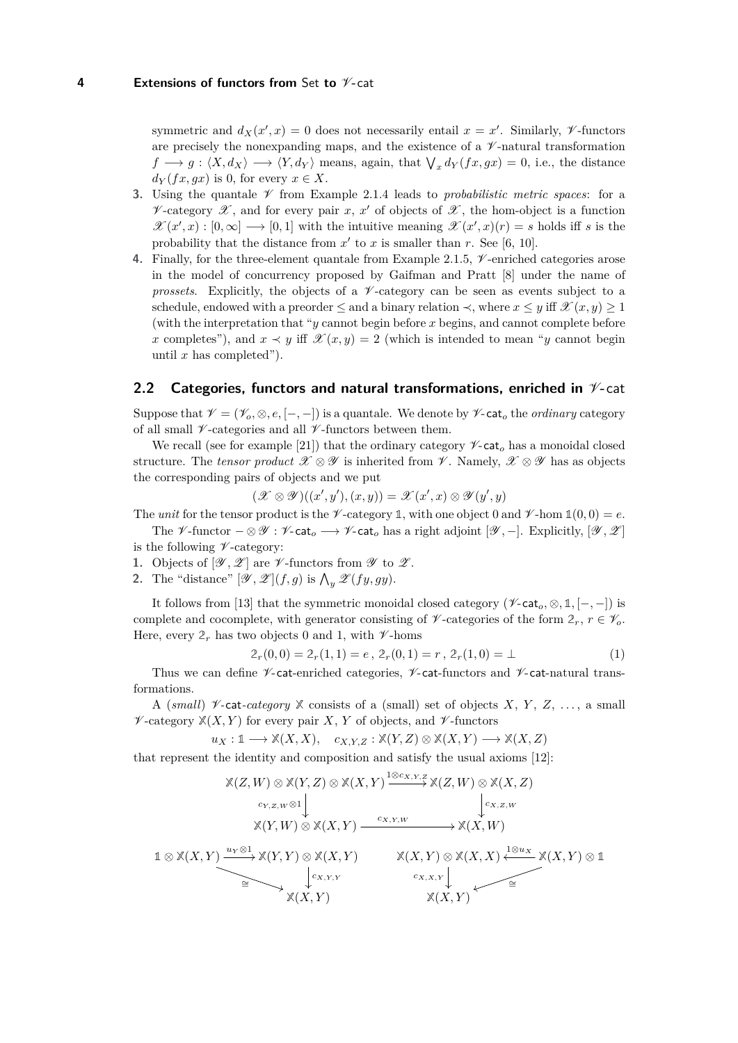symmetric and $d_X(x', x) = 0$ does not necessarily entail $x = x'$. Similarly, $\mathscr{V}$-functors are precisely the nonexpanding maps, and the existence of a $\mathscr{V}$-natural transformation $f \longrightarrow g : \langle X, d_X \rangle \longrightarrow \langle Y, d_Y \rangle$ means, again, that $\bigvee_x d_Y(fx, gx) = 0$, i.e., the distance $d_Y(fx, gx)$ is 0, for every $x \in X$.

3. Using the quantale $\mathscr{V}$ from Example 2.1.4 leads to *probabilistic metric spaces*: for a $\mathscr{V}$-category $\mathscr{X}$, and for every pair $x$, $x'$ of objects of $\mathscr{X}$, the hom-object is a function $\mathscr{X}(x', x) : [0, \infty] \longrightarrow [0, 1]$ with the intuitive meaning $\mathscr{X}(x', x)(r) = s$ holds iff $s$ is the probability that the distance from $x'$ to $x$ is smaller than $r$. See [6, 10].
4. Finally, for the three-element quantale from Example 2.1.5, $\mathscr{V}$-enriched categories arose in the model of concurrency proposed by Gaifman and Pratt [8] under the name of *prossets*. Explicitly, the objects of a $\mathscr{V}$-category can be seen as events subject to a schedule, endowed with a preorder $\leq$ and a binary relation $\prec$, where $x \leq y$ iff $\mathscr{X}(x, y) \geq 1$ (with the interpretation that "$y$ cannot begin before $x$ begins, and cannot complete before $x$ completes"), and $x \prec y$ iff $\mathscr{X}(x, y) = 2$ (which is intended to mean "$y$ cannot begin until $x$ has completed").

## 2.2 Categories, functors and natural transformations, enriched in $\mathscr{V}$-cat

Suppose that $\mathscr{V} = (\mathscr{V}_o, \otimes, e, [-,-])$ is a quantale. We denote by $\mathscr{V}\text{-}\mathsf{cat}_o$ the *ordinary* category of all small $\mathscr{V}$-categories and all $\mathscr{V}$-functors between them.

We recall (see for example [21]) that the ordinary category $\mathscr{V}\text{-}\mathsf{cat}_o$ has a monoidal closed structure. The *tensor product* $\mathscr{X} \otimes \mathscr{Y}$ is inherited from $\mathscr{V}$. Namely, $\mathscr{X} \otimes \mathscr{Y}$ has as objects the corresponding pairs of objects and we put

$$(\mathscr{X} \otimes \mathscr{Y})((x', y'), (x, y)) = \mathscr{X}(x', x) \otimes \mathscr{Y}(y', y)$$

The *unit* for the tensor product is the $\mathscr{V}$-category $\mathbb{1}$, with one object 0 and $\mathscr{V}$-hom $\mathbb{1}(0, 0) = e$.

The $\mathscr{V}$-functor $- \otimes \mathscr{Y} : \mathscr{V}\text{-}\mathsf{cat}_o \longrightarrow \mathscr{V}\text{-}\mathsf{cat}_o$ has a right adjoint $[\mathscr{Y}, -]$. Explicitly, $[\mathscr{Y}, \mathscr{Z}]$ is the following $\mathscr{V}$-category:

1. Objects of $[\mathscr{Y}, \mathscr{Z}]$ are $\mathscr{V}$-functors from $\mathscr{Y}$ to $\mathscr{Z}$.
2. The "distance" $[\mathscr{Y}, \mathscr{Z}](f, g)$ is $\bigwedge_y \mathscr{Z}(fy, gy)$.

It follows from [13] that the symmetric monoidal closed category $(\mathscr{V}\text{-}\mathsf{cat}_o, \otimes, \mathbb{1}, [-,-])$ is complete and cocomplete, with generator consisting of $\mathscr{V}$-categories of the form $\mathbb{2}_r$, $r \in \mathscr{V}_o$. Here, every $\mathbb{2}_r$ has two objects 0 and 1, with $\mathscr{V}$-homs

$$\mathbb{2}_r(0, 0) = \mathbb{2}_r(1, 1) = e\,,\ \mathbb{2}_r(0, 1) = r\,,\ \mathbb{2}_r(1, 0) = \bot \tag{1}$$

Thus we can define $\mathscr{V}$-cat-enriched categories, $\mathscr{V}$-cat-functors and $\mathscr{V}$-cat-natural transformations.

A (*small*) $\mathscr{V}$-*cat-category* $\mathbb{X}$ consists of a (small) set of objects $X$, $Y$, $Z$, ..., a small $\mathscr{V}$-category $\mathbb{X}(X, Y)$ for every pair $X$, $Y$ of objects, and $\mathscr{V}$-functors

$$u_X : \mathbb{1} \longrightarrow \mathbb{X}(X, X), \quad c_{X,Y,Z} : \mathbb{X}(Y, Z) \otimes \mathbb{X}(X, Y) \longrightarrow \mathbb{X}(X, Z)$$

that represent the identity and composition and satisfy the usual axioms [12]:

$$\begin{array}{ccc}
\mathbb{X}(Z,W) \otimes \mathbb{X}(Y,Z) \otimes \mathbb{X}(X,Y) & \xrightarrow{1 \otimes c_{X,Y,Z}} & \mathbb{X}(Z,W) \otimes \mathbb{X}(X,Z) \\
{\scriptstyle c_{Y,Z,W} \otimes 1} \big\downarrow & & \big\downarrow {\scriptstyle c_{X,Z,W}} \\
\mathbb{X}(Y,W) \otimes \mathbb{X}(X,Y) & \xrightarrow{\quad c_{X,Y,W} \quad} & \mathbb{X}(X,W)
\end{array}$$

$$\begin{array}{ccc}
\mathbb{1} \otimes \mathbb{X}(X,Y) & \xrightarrow{u_Y \otimes 1} & \mathbb{X}(Y,Y) \otimes \mathbb{X}(X,Y) \\
& {\scriptstyle \cong} \searrow & \big\downarrow {\scriptstyle c_{X,Y,Y}} \\
& & \mathbb{X}(X,Y)
\end{array}
\qquad
\begin{array}{ccc}
\mathbb{X}(X,Y) \otimes \mathbb{X}(X,X) & \xleftarrow{1 \otimes u_X} & \mathbb{X}(X,Y) \otimes \mathbb{1} \\
{\scriptstyle c_{X,X,Y}} \big\downarrow & \swarrow {\scriptstyle \cong} & \\
\mathbb{X}(X,Y) & &
\end{array}$$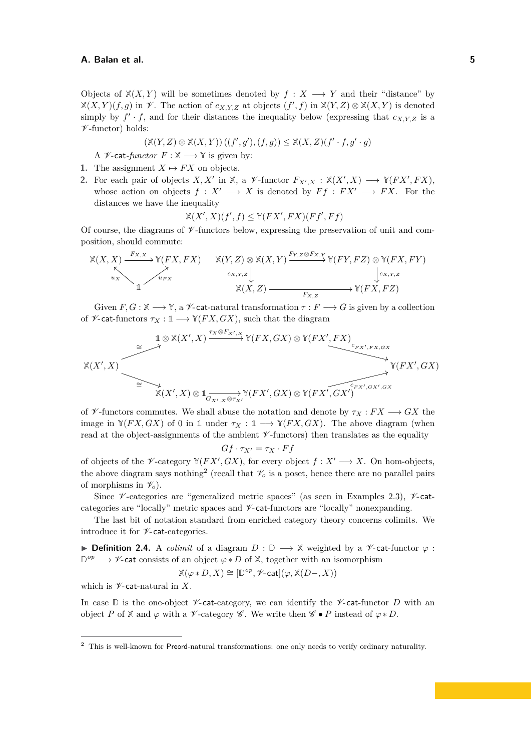Objects of $\mathbb{X}(X,Y)$ will be sometimes denoted by $f : X \longrightarrow Y$ and their "distance" by $\mathbb{X}(X,Y)(f,g)$ in $\mathscr{V}$. The action of $c_{X,Y,Z}$ at objects $(f',f)$ in $\mathbb{X}(Y,Z) \otimes \mathbb{X}(X,Y)$ is denoted simply by $f' \cdot f$, and for their distances the inequality below (expressing that $c_{X,Y,Z}$ is a $\mathscr{V}$-functor) holds:

$$(\mathbb{X}(Y,Z) \otimes \mathbb{X}(X,Y))\,((f',g'),(f,g)) \leq \mathbb{X}(X,Z)(f' \cdot f, g' \cdot g)$$

A $\mathscr{V}$-cat-*functor* $F : \mathbb{X} \longrightarrow \mathbb{Y}$ is given by:

1. The assignment $X \mapsto FX$ on objects.
2. For each pair of objects $X, X'$ in $\mathbb{X}$, a $\mathscr{V}$-functor $F_{X',X} : \mathbb{X}(X',X) \longrightarrow \mathbb{Y}(FX',FX)$, whose action on objects $f : X' \longrightarrow X$ is denoted by $Ff : FX' \longrightarrow FX$. For the distances we have the inequality
$$\mathbb{X}(X',X)(f',f) \leq \mathbb{Y}(FX',FX)(Ff',Ff)$$

Of course, the diagrams of $\mathscr{V}$-functors below, expressing the preservation of unit and composition, should commute:

$$\begin{array}{ccc} \mathbb{X}(X,X) & \xrightarrow{F_{X,X}} & \mathbb{Y}(FX,FX) \\ & {\scriptstyle u_X}\nwarrow \quad \nearrow{\scriptstyle u_{FX}} & \\ & \mathbb{1} & \end{array}
\qquad
\begin{array}{ccc} \mathbb{X}(Y,Z) \otimes \mathbb{X}(X,Y) & \xrightarrow{F_{Y,Z} \otimes F_{X,Y}} & \mathbb{Y}(FY,FZ) \otimes \mathbb{Y}(FX,FY) \\ \downarrow{\scriptstyle c_{X,Y,Z}} & & \downarrow{\scriptstyle c_{X,Y,Z}} \\ \mathbb{X}(X,Z) & \xrightarrow{F_{X,Z}} & \mathbb{Y}(FX,FZ) \end{array}$$

Given $F, G : \mathbb{X} \longrightarrow \mathbb{Y}$, a $\mathscr{V}$-cat-natural transformation $\tau : F \longrightarrow G$ is given by a collection of $\mathscr{V}$-cat-functors $\tau_X : \mathbb{1} \longrightarrow \mathbb{Y}(FX,GX)$, such that the diagram

$$\begin{array}{ccccc} & \mathbb{1} \otimes \mathbb{X}(X',X) & \xrightarrow{\tau_X \otimes F_{X',X}} & \mathbb{Y}(FX,GX) \otimes \mathbb{Y}(FX',FX) & \\ \cong \nearrow & & & & \searrow c_{FX',FX,GX} \\ \mathbb{X}(X',X) & & & & \mathbb{Y}(FX',GX) \\ \cong \searrow & & & & \nearrow c_{FX',GX',GX} \\ & \mathbb{X}(X',X) \otimes \mathbb{1} & \xrightarrow{G_{X',X} \otimes \tau_{X'}} & \mathbb{Y}(FX',GX) \otimes \mathbb{Y}(FX',GX') & \end{array}$$

of $\mathscr{V}$-functors commutes. We shall abuse the notation and denote by $\tau_X : FX \longrightarrow GX$ the image in $\mathbb{Y}(FX,GX)$ of 0 in $\mathbb{1}$ under $\tau_X : \mathbb{1} \longrightarrow \mathbb{Y}(FX,GX)$. The above diagram (when read at the object-assignments of the ambient $\mathscr{V}$-functors) then translates as the equality

$$Gf \cdot \tau_{X'} = \tau_X \cdot Ff$$

of objects of the $\mathscr{V}$-category $\mathbb{Y}(FX',GX)$, for every object $f : X' \longrightarrow X$. On hom-objects, the above diagram says nothing[2] (recall that $\mathscr{V}_o$ is a poset, hence there are no parallel pairs of morphisms in $\mathscr{V}_o$).

Since $\mathscr{V}$-categories are "generalized metric spaces" (as seen in Examples 2.3), $\mathscr{V}$-cat-categories are "locally" metric spaces and $\mathscr{V}$-cat-functors are "locally" nonexpanding.

The last bit of notation standard from enriched category theory concerns colimits. We introduce it for $\mathscr{V}$-cat-categories.

▶ **Definition 2.4.** A *colimit* of a diagram $D : \mathbb{D} \longrightarrow \mathbb{X}$ weighted by a $\mathscr{V}$-cat-functor $\varphi : \mathbb{D}^{op} \longrightarrow \mathscr{V}\text{-cat}$ consists of an object $\varphi * D$ of $\mathbb{X}$, together with an isomorphism

$$\mathbb{X}(\varphi * D, X) \cong [\mathbb{D}^{op}, \mathscr{V}\text{-cat}](\varphi, \mathbb{X}(D-, X))$$

which is $\mathscr{V}$-cat-natural in $X$.

In case $\mathbb{D}$ is the one-object $\mathscr{V}$-cat-category, we can identify the $\mathscr{V}$-cat-functor $D$ with an object $P$ of $\mathbb{X}$ and $\varphi$ with a $\mathscr{V}$-category $\mathscr{C}$. We write then $\mathscr{C} \bullet P$ instead of $\varphi * D$.

---

[2] This is well-known for Preord-natural transformations: one only needs to verify ordinary naturality.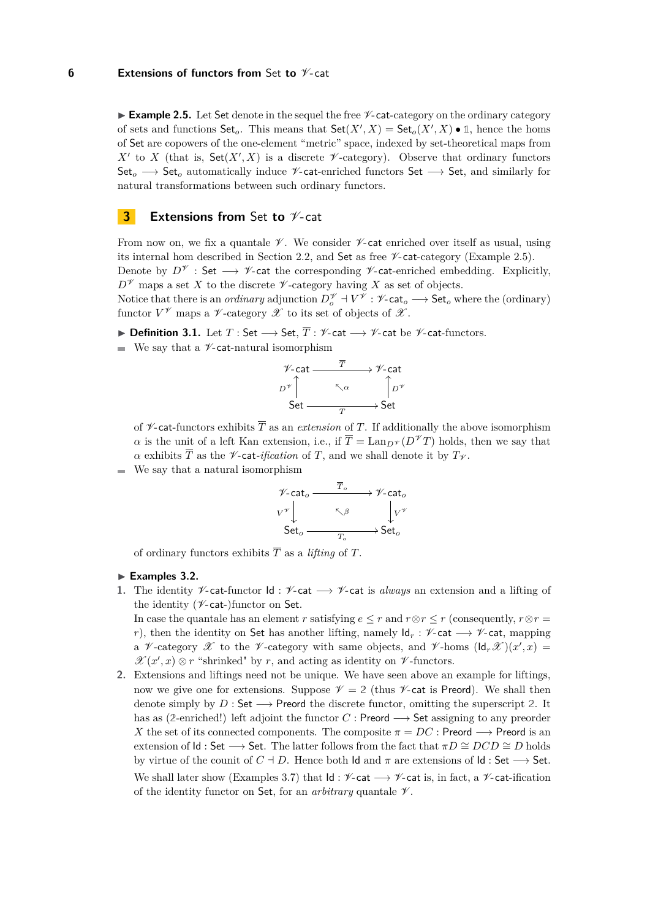**▶ Example 2.5.** Let $\mathsf{Set}$ denote in the sequel the free $\mathscr{V}$-$\mathsf{cat}$-category on the ordinary category of sets and functions $\mathsf{Set}_o$. This means that $\mathsf{Set}(X', X) = \mathsf{Set}_o(X', X) \bullet \mathbb{1}$, hence the homs of $\mathsf{Set}$ are copowers of the one-element "metric" space, indexed by set-theoretical maps from $X'$ to $X$ (that is, $\mathsf{Set}(X', X)$ is a discrete $\mathscr{V}$-category). Observe that ordinary functors $\mathsf{Set}_o \longrightarrow \mathsf{Set}_o$ automatically induce $\mathscr{V}$-$\mathsf{cat}$-enriched functors $\mathsf{Set} \longrightarrow \mathsf{Set}$, and similarly for natural transformations between such ordinary functors.

## 3 Extensions from Set to $\mathscr{V}$-cat

From now on, we fix a quantale $\mathscr{V}$. We consider $\mathscr{V}$-$\mathsf{cat}$ enriched over itself as usual, using its internal hom described in Section 2.2, and $\mathsf{Set}$ as free $\mathscr{V}$-$\mathsf{cat}$-category (Example 2.5).
Denote by $D^{\mathscr{V}} : \mathsf{Set} \longrightarrow \mathscr{V}\text{-}\mathsf{cat}$ the corresponding $\mathscr{V}$-$\mathsf{cat}$-enriched embedding. Explicitly, $D^{\mathscr{V}}$ maps a set $X$ to the discrete $\mathscr{V}$-category having $X$ as set of objects.
Notice that there is an *ordinary* adjunction $D^{\mathscr{V}}_o \dashv V^{\mathscr{V}} : \mathscr{V}\text{-}\mathsf{cat}_o \longrightarrow \mathsf{Set}_o$ where the (ordinary) functor $V^{\mathscr{V}}$ maps a $\mathscr{V}$-category $\mathscr{X}$ to its set of objects of $\mathscr{X}$.

**▶ Definition 3.1.** Let $T : \mathsf{Set} \longrightarrow \mathsf{Set}$, $\overline{T} : \mathscr{V}\text{-}\mathsf{cat} \longrightarrow \mathscr{V}\text{-}\mathsf{cat}$ be $\mathscr{V}$-$\mathsf{cat}$-functors.

- We say that a $\mathscr{V}$-$\mathsf{cat}$-natural isomorphism

$$\begin{array}{ccc} \mathscr{V}\text{-}\mathsf{cat} & \xrightarrow{\overline{T}} & \mathscr{V}\text{-}\mathsf{cat} \\ {\scriptstyle D^{\mathscr{V}}}\uparrow & \nwarrow\alpha & \uparrow{\scriptstyle D^{\mathscr{V}}} \\ \mathsf{Set} & \xrightarrow[T]{} & \mathsf{Set} \end{array}$$

  of $\mathscr{V}$-$\mathsf{cat}$-functors exhibits $\overline{T}$ as an *extension* of $T$. If additionally the above isomorphism $\alpha$ is the unit of a left Kan extension, i.e., if $\overline{T} = \mathrm{Lan}_{D^{\mathscr{V}}}(D^{\mathscr{V}}T)$ holds, then we say that $\alpha$ exhibits $\overline{T}$ as the $\mathscr{V}$-$\mathsf{cat}$-*ification* of $T$, and we shall denote it by $T_{\mathscr{V}}$.
- We say that a natural isomorphism

$$\begin{array}{ccc} \mathscr{V}\text{-}\mathsf{cat}_o & \xrightarrow{\overline{T}_o} & \mathscr{V}\text{-}\mathsf{cat}_o \\ {\scriptstyle V^{\mathscr{V}}}\downarrow & \nwarrow\beta & \downarrow{\scriptstyle V^{\mathscr{V}}} \\ \mathsf{Set}_o & \xrightarrow[T_o]{} & \mathsf{Set}_o \end{array}$$

  of ordinary functors exhibits $\overline{T}$ as a *lifting* of $T$.

**▶ Examples 3.2.**

1. The identity $\mathscr{V}$-$\mathsf{cat}$-functor $\mathsf{Id} : \mathscr{V}\text{-}\mathsf{cat} \longrightarrow \mathscr{V}\text{-}\mathsf{cat}$ is *always* an extension and a lifting of the identity ($\mathscr{V}$-$\mathsf{cat}$-)functor on $\mathsf{Set}$.
   In case the quantale has an element $r$ satisfying $e \leq r$ and $r \otimes r \leq r$ (consequently, $r \otimes r = r$), then the identity on $\mathsf{Set}$ has another lifting, namely $\mathsf{Id}_r : \mathscr{V}\text{-}\mathsf{cat} \longrightarrow \mathscr{V}\text{-}\mathsf{cat}$, mapping a $\mathscr{V}$-category $\mathscr{X}$ to the $\mathscr{V}$-category with same objects, and $\mathscr{V}$-homs $(\mathsf{Id}_r\mathscr{X})(x', x) = \mathscr{X}(x', x) \otimes r$ "shrinked" by $r$, and acting as identity on $\mathscr{V}$-functors.
2. Extensions and liftings need not be unique. We have seen above an example for liftings, now we give one for extensions. Suppose $\mathscr{V} = \mathbb{2}$ (thus $\mathscr{V}$-$\mathsf{cat}$ is $\mathsf{Preord}$). We shall then denote simply by $D : \mathsf{Set} \longrightarrow \mathsf{Preord}$ the discrete functor, omitting the superscript $\mathbb{2}$. It has as ($\mathbb{2}$-enriched!) left adjoint the functor $C : \mathsf{Preord} \longrightarrow \mathsf{Set}$ assigning to any preorder $X$ the set of its connected components. The composite $\pi = DC : \mathsf{Preord} \longrightarrow \mathsf{Preord}$ is an extension of $\mathsf{Id} : \mathsf{Set} \longrightarrow \mathsf{Set}$. The latter follows from the fact that $\pi D \cong DCD \cong D$ holds by virtue of the counit of $C \dashv D$. Hence both $\mathsf{Id}$ and $\pi$ are extensions of $\mathsf{Id} : \mathsf{Set} \longrightarrow \mathsf{Set}$.

   We shall later show (Examples 3.7) that $\mathsf{Id} : \mathscr{V}\text{-}\mathsf{cat} \longrightarrow \mathscr{V}\text{-}\mathsf{cat}$ is, in fact, a $\mathscr{V}$-$\mathsf{cat}$-ification of the identity functor on $\mathsf{Set}$, for an *arbitrary* quantale $\mathscr{V}$.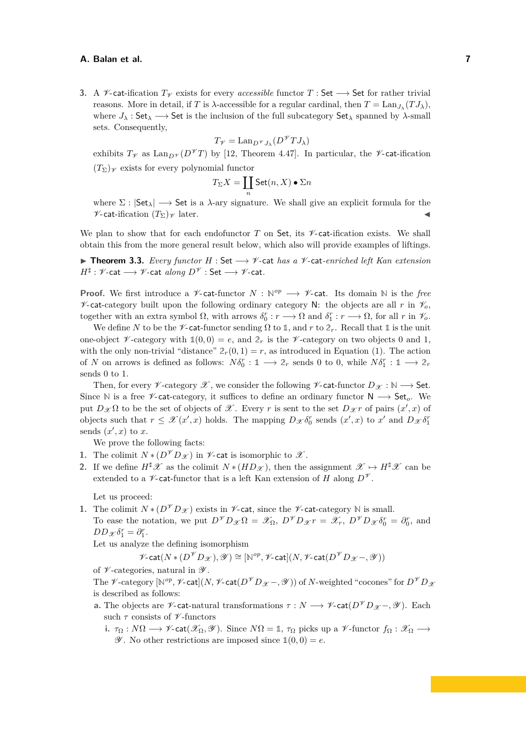3. A $\mathscr{V}$-cat-ification $T_{\mathscr{V}}$ exists for every *accessible* functor $T : \mathsf{Set} \longrightarrow \mathsf{Set}$ for rather trivial reasons. More in detail, if $T$ is $\lambda$-accessible for a regular cardinal, then $T = \mathrm{Lan}_{J_\lambda}(TJ_\lambda)$, where $J_\lambda : \mathsf{Set}_\lambda \longrightarrow \mathsf{Set}$ is the inclusion of the full subcategory $\mathsf{Set}_\lambda$ spanned by $\lambda$-small sets. Consequently,
$$T_{\mathscr{V}} = \mathrm{Lan}_{D^{\mathscr{V}} J_\lambda}(D^{\mathscr{V}} T J_\lambda)$$
exhibits $T_{\mathscr{V}}$ as $\mathrm{Lan}_{D^{\mathscr{V}}}(D^{\mathscr{V}} T)$ by [12, Theorem 4.47]. In particular, the $\mathscr{V}$-cat-ification $(T_\Sigma)_{\mathscr{V}}$ exists for every polynomial functor
$$T_\Sigma X = \coprod_n \mathsf{Set}(n, X) \bullet \Sigma n$$
where $\Sigma : |\mathsf{Set}_\lambda| \longrightarrow \mathsf{Set}$ is a $\lambda$-ary signature. We shall give an explicit formula for the $\mathscr{V}$-cat-ification $(T_\Sigma)_{\mathscr{V}}$ later. ◀

We plan to show that for each endofunctor $T$ on $\mathsf{Set}$, its $\mathscr{V}$-cat-ification exists. We shall obtain this from the more general result below, which also will provide examples of liftings.

▶ **Theorem 3.3.** *Every functor $H : \mathsf{Set} \longrightarrow \mathscr{V}\text{-}\mathsf{cat}$ has a $\mathscr{V}$-cat-enriched left Kan extension $H^\sharp : \mathscr{V}\text{-}\mathsf{cat} \longrightarrow \mathscr{V}\text{-}\mathsf{cat}$ along $D^{\mathscr{V}} : \mathsf{Set} \longrightarrow \mathscr{V}\text{-}\mathsf{cat}$.*

**Proof.** We first introduce a $\mathscr{V}$-cat-functor $N : \mathbb{N}^{op} \longrightarrow \mathscr{V}\text{-}\mathsf{cat}$. Its domain $\mathbb{N}$ is the *free* $\mathscr{V}$-cat-category built upon the following ordinary category $\mathsf{N}$: the objects are all $r$ in $\mathscr{V}_o$, together with an extra symbol $\Omega$, with arrows $\delta_0^r : r \longrightarrow \Omega$ and $\delta_1^r : r \longrightarrow \Omega$, for all $r$ in $\mathscr{V}_o$.

We define $N$ to be the $\mathscr{V}$-cat-functor sending $\Omega$ to $\mathbb{1}$, and $r$ to $\mathbb{2}_r$. Recall that $\mathbb{1}$ is the unit one-object $\mathscr{V}$-category with $\mathbb{1}(0,0) = e$, and $\mathbb{2}_r$ is the $\mathscr{V}$-category on two objects 0 and 1, with the only non-trivial "distance" $\mathbb{2}_r(0,1) = r$, as introduced in Equation (1). The action of $N$ on arrows is defined as follows: $N\delta_0^r : \mathbb{1} \longrightarrow \mathbb{2}_r$ sends 0 to 0, while $N\delta_1^r : \mathbb{1} \longrightarrow \mathbb{2}_r$ sends 0 to 1.

Then, for every $\mathscr{V}$-category $\mathscr{X}$, we consider the following $\mathscr{V}$-cat-functor $D_{\mathscr{X}} : \mathbb{N} \longrightarrow \mathsf{Set}$. Since $\mathbb{N}$ is a free $\mathscr{V}$-cat-category, it suffices to define an ordinary functor $\mathsf{N} \longrightarrow \mathsf{Set}_o$. We put $D_{\mathscr{X}}\Omega$ to be the set of objects of $\mathscr{X}$. Every $r$ is sent to the set $D_{\mathscr{X}} r$ of pairs $(x', x)$ of objects such that $r \leq \mathscr{X}(x', x)$ holds. The mapping $D_{\mathscr{X}}\delta_0^r$ sends $(x', x)$ to $x'$ and $D_{\mathscr{X}}\delta_1^r$ sends $(x', x)$ to $x$.

We prove the following facts:

1. The colimit $N * (D^{\mathscr{V}} D_{\mathscr{X}})$ in $\mathscr{V}\text{-}\mathsf{cat}$ is isomorphic to $\mathscr{X}$.
2. If we define $H^\sharp \mathscr{X}$ as the colimit $N * (HD_{\mathscr{X}})$, then the assignment $\mathscr{X} \mapsto H^\sharp \mathscr{X}$ can be extended to a $\mathscr{V}$-cat-functor that is a left Kan extension of $H$ along $D^{\mathscr{V}}$.

Let us proceed:

1. The colimit $N * (D^{\mathscr{V}} D_{\mathscr{X}})$ exists in $\mathscr{V}\text{-}\mathsf{cat}$, since the $\mathscr{V}$-cat-category $\mathbb{N}$ is small.
To ease the notation, we put $D^{\mathscr{V}} D_{\mathscr{X}} \Omega = \mathscr{X}_\Omega$, $D^{\mathscr{V}} D_{\mathscr{X}} r = \mathscr{X}_r$, $D^{\mathscr{V}} D_{\mathscr{X}} \delta_0^r = \partial_0^r$, and $DD_{\mathscr{X}}\delta_1^r = \partial_1^r$.
Let us analyze the defining isomorphism
$$\mathscr{V}\text{-}\mathsf{cat}(N * (D^{\mathscr{V}} D_{\mathscr{X}}), \mathscr{Y}) \cong [\mathbb{N}^{op}, \mathscr{V}\text{-}\mathsf{cat}](N, \mathscr{V}\text{-}\mathsf{cat}(D^{\mathscr{V}} D_{\mathscr{X}} -, \mathscr{Y}))$$
of $\mathscr{V}$-categories, natural in $\mathscr{Y}$.
The $\mathscr{V}$-category $[\mathbb{N}^{op}, \mathscr{V}\text{-}\mathsf{cat}](N, \mathscr{V}\text{-}\mathsf{cat}(D^{\mathscr{V}} D_{\mathscr{X}} -, \mathscr{Y}))$ of $N$-weighted "cocones" for $D^{\mathscr{V}} D_{\mathscr{X}}$ is described as follows:
   a. The objects are $\mathscr{V}$-cat-natural transformations $\tau : N \longrightarrow \mathscr{V}\text{-}\mathsf{cat}(D^{\mathscr{V}} D_{\mathscr{X}} -, \mathscr{Y})$. Each such $\tau$ consists of $\mathscr{V}$-functors
      i. $\tau_\Omega : N\Omega \longrightarrow \mathscr{V}\text{-}\mathsf{cat}(\mathscr{X}_\Omega, \mathscr{Y})$. Since $N\Omega = \mathbb{1}$, $\tau_\Omega$ picks up a $\mathscr{V}$-functor $f_\Omega : \mathscr{X}_\Omega \longrightarrow \mathscr{Y}$. No other restrictions are imposed since $\mathbb{1}(0,0) = e$.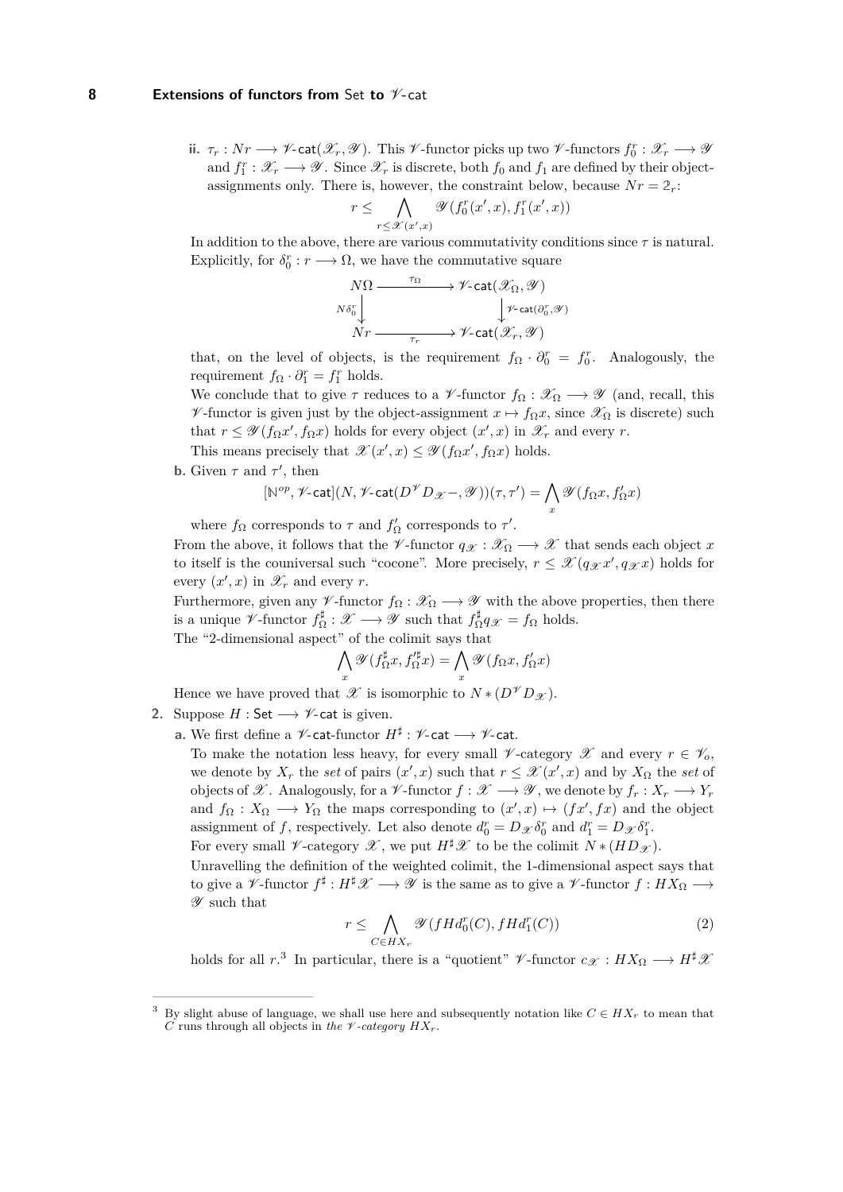**ii.** $\tau_r : Nr \longrightarrow \mathscr{V}\text{-}\mathsf{cat}(\mathscr{X}_r, \mathscr{Y})$. This $\mathscr{V}$-functor picks up two $\mathscr{V}$-functors $f_0^r : \mathscr{X}_r \longrightarrow \mathscr{Y}$ and $f_1^r : \mathscr{X}_r \longrightarrow \mathscr{Y}$. Since $\mathscr{X}_r$ is discrete, both $f_0$ and $f_1$ are defined by their object-assignments only. There is, however, the constraint below, because $Nr = 2_r$:

$$r \leq \bigwedge_{r \leq \mathscr{X}(x',x)} \mathscr{Y}(f_0^r(x',x), f_1^r(x',x))$$

In addition to the above, there are various commutativity conditions since $\tau$ is natural. Explicitly, for $\delta_0^r : r \longrightarrow \Omega$, we have the commutative square

$$\begin{array}{ccc} N\Omega & \xrightarrow{\tau_\Omega} & \mathscr{V}\text{-}\mathsf{cat}(\mathscr{X}_\Omega, \mathscr{Y}) \\ {\scriptstyle N\delta_0^r}\downarrow & & \downarrow{\scriptstyle \mathscr{V}\text{-}\mathsf{cat}(\partial_0^r, \mathscr{Y})} \\ Nr & \xrightarrow[\tau_r]{} & \mathscr{V}\text{-}\mathsf{cat}(\mathscr{X}_r, \mathscr{Y}) \end{array}$$

that, on the level of objects, is the requirement $f_\Omega \cdot \partial_0^r = f_0^r$. Analogously, the requirement $f_\Omega \cdot \partial_1^r = f_1^r$ holds.

We conclude that to give $\tau$ reduces to a $\mathscr{V}$-functor $f_\Omega : \mathscr{X}_\Omega \longrightarrow \mathscr{Y}$ (and, recall, this $\mathscr{V}$-functor is given just by the object-assignment $x \mapsto f_\Omega x$, since $\mathscr{X}_\Omega$ is discrete) such that $r \leq \mathscr{Y}(f_\Omega x', f_\Omega x)$ holds for every object $(x', x)$ in $\mathscr{X}_r$ and every $r$.

This means precisely that $\mathscr{X}(x', x) \leq \mathscr{Y}(f_\Omega x', f_\Omega x)$ holds.

**b.** Given $\tau$ and $\tau'$, then

$$[\mathbb{N}^{op}, \mathscr{V}\text{-}\mathsf{cat}](N, \mathscr{V}\text{-}\mathsf{cat}(D^{\mathscr{V}} D_{\mathscr{X}} -, \mathscr{Y}))(\tau, \tau') = \bigwedge_x \mathscr{Y}(f_\Omega x, f'_\Omega x)$$

where $f_\Omega$ corresponds to $\tau$ and $f'_\Omega$ corresponds to $\tau'$.

From the above, it follows that the $\mathscr{V}$-functor $q_{\mathscr{X}} : \mathscr{X}_\Omega \longrightarrow \mathscr{X}$ that sends each object $x$ to itself is the couniversal such "cocone". More precisely, $r \leq \mathscr{X}(q_{\mathscr{X}} x', q_{\mathscr{X}} x)$ holds for every $(x', x)$ in $\mathscr{X}_r$ and every $r$.

Furthermore, given any $\mathscr{V}$-functor $f_\Omega : \mathscr{X}_\Omega \longrightarrow \mathscr{Y}$ with the above properties, then there is a unique $\mathscr{V}$-functor $f_\Omega^\sharp : \mathscr{X} \longrightarrow \mathscr{Y}$ such that $f_\Omega^\sharp q_{\mathscr{X}} = f_\Omega$ holds.

The "2-dimensional aspect" of the colimit says that

$$\bigwedge_x \mathscr{Y}(f_\Omega^\sharp x, f_\Omega'^\sharp x) = \bigwedge_x \mathscr{Y}(f_\Omega x, f'_\Omega x)$$

Hence we have proved that $\mathscr{X}$ is isomorphic to $N * (D^{\mathscr{V}} D_{\mathscr{X}})$.

**2.** Suppose $H : \mathsf{Set} \longrightarrow \mathscr{V}\text{-}\mathsf{cat}$ is given.

**a.** We first define a $\mathscr{V}$-cat-functor $H^\sharp : \mathscr{V}\text{-}\mathsf{cat} \longrightarrow \mathscr{V}\text{-}\mathsf{cat}$.

To make the notation less heavy, for every small $\mathscr{V}$-category $\mathscr{X}$ and every $r \in \mathscr{V}_o$, we denote by $X_r$ the *set* of pairs $(x', x)$ such that $r \leq \mathscr{X}(x', x)$ and by $X_\Omega$ the *set* of objects of $\mathscr{X}$. Analogously, for a $\mathscr{V}$-functor $f : \mathscr{X} \longrightarrow \mathscr{Y}$, we denote by $f_r : X_r \longrightarrow Y_r$ and $f_\Omega : X_\Omega \longrightarrow Y_\Omega$ the maps corresponding to $(x', x) \mapsto (fx', fx)$ and the object assignment of $f$, respectively. Let also denote $d_0^r = D_{\mathscr{X}} \delta_0^r$ and $d_1^r = D_{\mathscr{X}} \delta_1^r$.

For every small $\mathscr{V}$-category $\mathscr{X}$, we put $H^\sharp \mathscr{X}$ to be the colimit $N * (HD_{\mathscr{X}})$.

Unravelling the definition of the weighted colimit, the 1-dimensional aspect says that to give a $\mathscr{V}$-functor $f^\sharp : H^\sharp \mathscr{X} \longrightarrow \mathscr{Y}$ is the same as to give a $\mathscr{V}$-functor $f : HX_\Omega \longrightarrow \mathscr{Y}$ such that

$$r \leq \bigwedge_{C \in HX_r} \mathscr{Y}(fHd_0^r(C), fHd_1^r(C)) \tag{2}$$

holds for all $r$.[3] In particular, there is a "quotient" $\mathscr{V}$-functor $c_{\mathscr{X}} : HX_\Omega \longrightarrow H^\sharp \mathscr{X}$

---

[3] By slight abuse of language, we shall use here and subsequently notation like $C \in HX_r$ to mean that $C$ runs through all objects in *the $\mathscr{V}$-category $HX_r$*.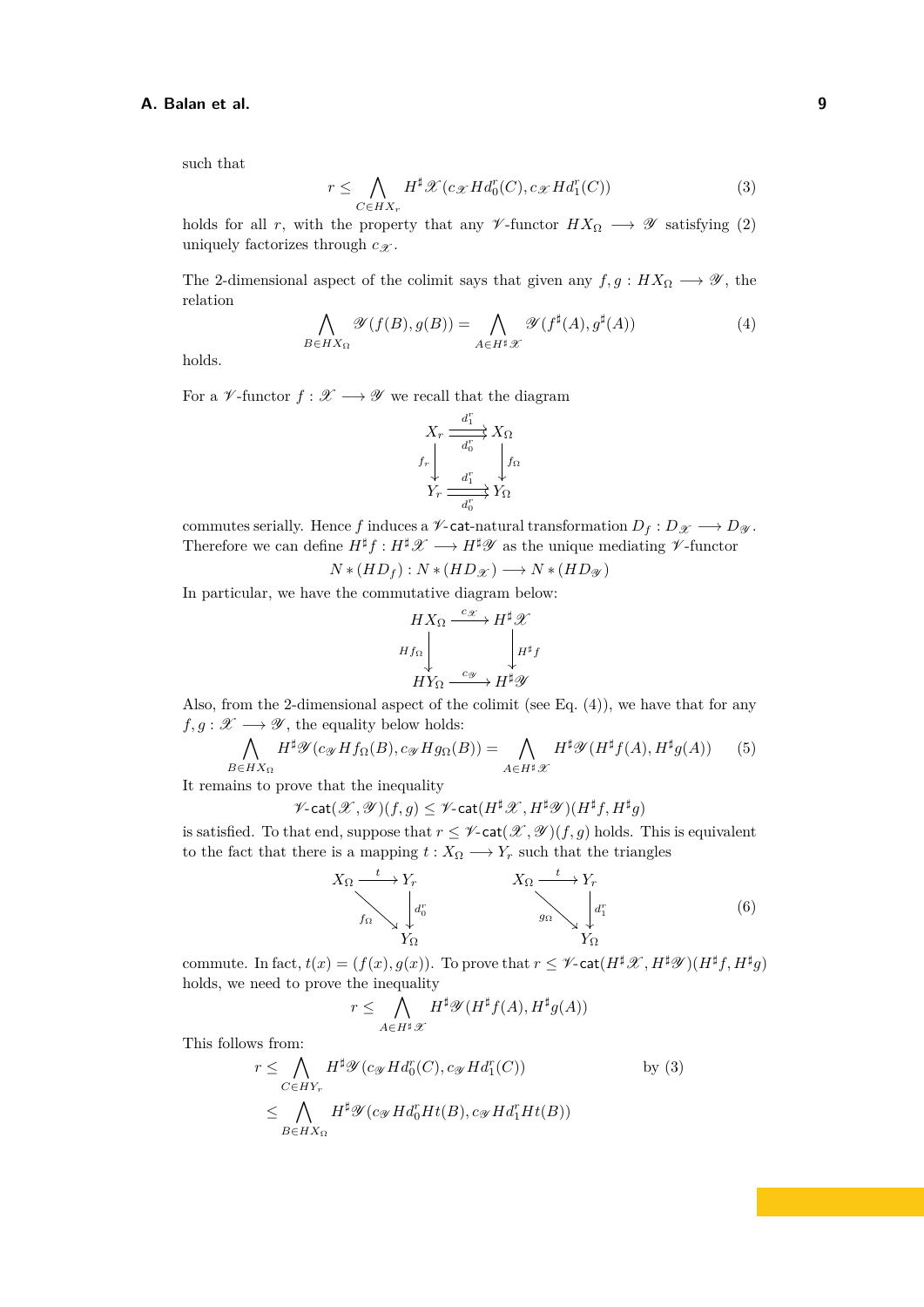such that

$$r \leq \bigwedge_{C \in HX_r} H^\sharp \mathscr{X}(c_{\mathscr{X}} Hd_0^r(C), c_{\mathscr{X}} Hd_1^r(C)) \tag{3}$$

holds for all $r$, with the property that any $\mathscr{V}$-functor $HX_\Omega \longrightarrow \mathscr{Y}$ satisfying (2) uniquely factorizes through $c_{\mathscr{X}}$.

The 2-dimensional aspect of the colimit says that given any $f, g : HX_\Omega \longrightarrow \mathscr{Y}$, the relation

$$\bigwedge_{B \in HX_\Omega} \mathscr{Y}(f(B), g(B)) = \bigwedge_{A \in H^\sharp \mathscr{X}} \mathscr{Y}(f^\sharp(A), g^\sharp(A)) \tag{4}$$

holds.

For a $\mathscr{V}$-functor $f : \mathscr{X} \longrightarrow \mathscr{Y}$ we recall that the diagram

$$\begin{array}{ccc}
X_r & \overset{d_1^r}{\underset{d_0^r}{\rightrightarrows}} & X_\Omega \\
{\scriptstyle f_r}\big\downarrow & & \big\downarrow{\scriptstyle f_\Omega} \\
Y_r & \overset{d_1^r}{\underset{d_0^r}{\rightrightarrows}} & Y_\Omega
\end{array}$$

commutes serially. Hence $f$ induces a $\mathscr{V}$-$\mathsf{cat}$-natural transformation $D_f : D_{\mathscr{X}} \longrightarrow D_{\mathscr{Y}}$. Therefore we can define $H^\sharp f : H^\sharp \mathscr{X} \longrightarrow H^\sharp \mathscr{Y}$ as the unique mediating $\mathscr{V}$-functor

$$N * (HD_f) : N * (HD_{\mathscr{X}}) \longrightarrow N * (HD_{\mathscr{Y}})$$

In particular, we have the commutative diagram below:

$$\begin{array}{ccc}
HX_\Omega & \xrightarrow{c_{\mathscr{X}}} & H^\sharp \mathscr{X} \\
{\scriptstyle Hf_\Omega}\big\downarrow & & \big\downarrow{\scriptstyle H^\sharp f} \\
HY_\Omega & \xrightarrow{c_{\mathscr{Y}}} & H^\sharp \mathscr{Y}
\end{array}$$

Also, from the 2-dimensional aspect of the colimit (see Eq. (4)), we have that for any $f, g : \mathscr{X} \longrightarrow \mathscr{Y}$, the equality below holds:

$$\bigwedge_{B \in HX_\Omega} H^\sharp \mathscr{Y}(c_{\mathscr{Y}} Hf_\Omega(B), c_{\mathscr{Y}} Hg_\Omega(B)) = \bigwedge_{A \in H^\sharp \mathscr{X}} H^\sharp \mathscr{Y}(H^\sharp f(A), H^\sharp g(A)) \tag{5}$$

It remains to prove that the inequality

$$\mathscr{V}\text{-}\mathsf{cat}(\mathscr{X}, \mathscr{Y})(f, g) \leq \mathscr{V}\text{-}\mathsf{cat}(H^\sharp \mathscr{X}, H^\sharp \mathscr{Y})(H^\sharp f, H^\sharp g)$$

is satisfied. To that end, suppose that $r \leq \mathscr{V}\text{-}\mathsf{cat}(\mathscr{X}, \mathscr{Y})(f, g)$ holds. This is equivalent to the fact that there is a mapping $t : X_\Omega \longrightarrow Y_r$ such that the triangles

$$\begin{array}{ccc}
X_\Omega & \xrightarrow{t} & Y_r \\
& {\scriptstyle f_\Omega}\searrow & \big\downarrow{\scriptstyle d_0^r} \\
& & Y_\Omega
\end{array}
\qquad\qquad
\begin{array}{ccc}
X_\Omega & \xrightarrow{t} & Y_r \\
& {\scriptstyle g_\Omega}\searrow & \big\downarrow{\scriptstyle d_1^r} \\
& & Y_\Omega
\end{array} \tag{6}$$

commute. In fact, $t(x) = (f(x), g(x))$. To prove that $r \leq \mathscr{V}\text{-}\mathsf{cat}(H^\sharp \mathscr{X}, H^\sharp \mathscr{Y})(H^\sharp f, H^\sharp g)$ holds, we need to prove the inequality

$$r \leq \bigwedge_{A \in H^\sharp \mathscr{X}} H^\sharp \mathscr{Y}(H^\sharp f(A), H^\sharp g(A))$$

This follows from:

$$\begin{aligned}
r &\leq \bigwedge_{C \in HY_r} H^\sharp \mathscr{Y}(c_{\mathscr{Y}} Hd_0^r(C), c_{\mathscr{Y}} Hd_1^r(C)) && \text{by (3)} \\
&\leq \bigwedge_{B \in HX_\Omega} H^\sharp \mathscr{Y}(c_{\mathscr{Y}} Hd_0^r Ht(B), c_{\mathscr{Y}} Hd_1^r Ht(B))
\end{aligned}$$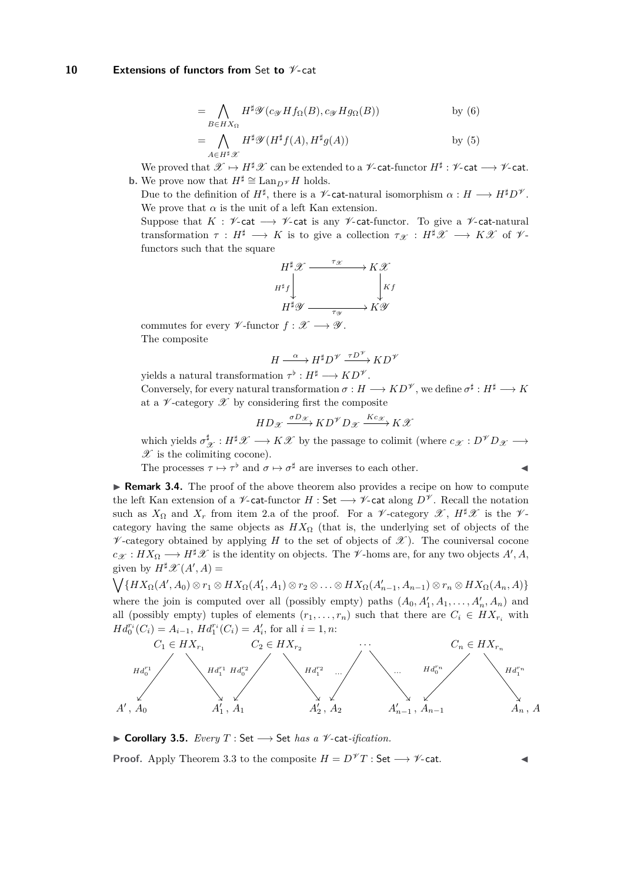$$= \bigwedge_{B \in HX_\Omega} H^\sharp \mathscr{Y}(c_{\mathscr{Y}} Hf_\Omega(B), c_{\mathscr{Y}} Hg_\Omega(B)) \qquad \text{by (6)}$$

$$= \bigwedge_{A \in H^\sharp \mathscr{X}} H^\sharp \mathscr{Y}(H^\sharp f(A), H^\sharp g(A)) \qquad \text{by (5)}$$

We proved that $\mathscr{X} \mapsto H^\sharp \mathscr{X}$ can be extended to a $\mathscr{V}$-cat-functor $H^\sharp : \mathscr{V}\text{-cat} \longrightarrow \mathscr{V}\text{-cat}$.

**b.** We prove now that $H^\sharp \cong \mathrm{Lan}_{D^\mathscr{V}} H$ holds.

Due to the definition of $H^\sharp$, there is a $\mathscr{V}$-cat-natural isomorphism $\alpha : H \longrightarrow H^\sharp D^\mathscr{V}$. We prove that $\alpha$ is the unit of a left Kan extension.

Suppose that $K : \mathscr{V}\text{-cat} \longrightarrow \mathscr{V}\text{-cat}$ is any $\mathscr{V}$-cat-functor. To give a $\mathscr{V}$-cat-natural transformation $\tau : H^\sharp \longrightarrow K$ is to give a collection $\tau_\mathscr{X} : H^\sharp \mathscr{X} \longrightarrow K\mathscr{X}$ of $\mathscr{V}$-functors such that the square

$$\begin{array}{ccc} H^\sharp \mathscr{X} & \xrightarrow{\tau_\mathscr{X}} & K\mathscr{X} \\ {\scriptstyle H^\sharp f}\downarrow & & \downarrow{\scriptstyle Kf} \\ H^\sharp \mathscr{Y} & \xrightarrow[\tau_\mathscr{Y}]{} & K\mathscr{Y} \end{array}$$

commutes for every $\mathscr{V}$-functor $f : \mathscr{X} \longrightarrow \mathscr{Y}$.

The composite

$$H \xrightarrow{\alpha} H^\sharp D^\mathscr{V} \xrightarrow{\tau D^\mathscr{V}} KD^\mathscr{V}$$

yields a natural transformation $\tau^\flat : H^\sharp \longrightarrow KD^\mathscr{V}$.

Conversely, for every natural transformation $\sigma : H \longrightarrow KD^\mathscr{V}$, we define $\sigma^\sharp : H^\sharp \longrightarrow K$ at a $\mathscr{V}$-category $\mathscr{X}$ by considering first the composite

$$HD_\mathscr{X} \xrightarrow{\sigma D_\mathscr{X}} KD^\mathscr{V} D_\mathscr{X} \xrightarrow{Kc_\mathscr{X}} K\mathscr{X}$$

which yields $\sigma^\sharp_\mathscr{X} : H^\sharp \mathscr{X} \longrightarrow K\mathscr{X}$ by the passage to colimit (where $c_\mathscr{X} : D^\mathscr{V} D_\mathscr{X} \longrightarrow \mathscr{X}$ is the colimiting cocone).

The processes $\tau \mapsto \tau^\flat$ and $\sigma \mapsto \sigma^\sharp$ are inverses to each other. ◀

▶ **Remark 3.4.** The proof of the above theorem also provides a recipe on how to compute the left Kan extension of a $\mathscr{V}$-cat-functor $H : \mathsf{Set} \longrightarrow \mathscr{V}\text{-cat}$ along $D^\mathscr{V}$. Recall the notation such as $X_\Omega$ and $X_r$ from item 2.a of the proof. For a $\mathscr{V}$-category $\mathscr{X}$, $H^\sharp \mathscr{X}$ is the $\mathscr{V}$-category having the same objects as $HX_\Omega$ (that is, the underlying set of objects of the $\mathscr{V}$-category obtained by applying $H$ to the set of objects of $\mathscr{X}$). The couniversal cocone $c_\mathscr{X} : HX_\Omega \longrightarrow H^\sharp \mathscr{X}$ is the identity on objects. The $\mathscr{V}$-homs are, for any two objects $A', A$, given by $H^\sharp \mathscr{X}(A', A) =$

$\bigvee \{HX_\Omega(A', A_0) \otimes r_1 \otimes HX_\Omega(A'_1, A_1) \otimes r_2 \otimes \ldots \otimes HX_\Omega(A'_{n-1}, A_{n-1}) \otimes r_n \otimes HX_\Omega(A_n, A)\}$

where the join is computed over all (possibly empty) paths $(A_0, A'_1, A_1, \ldots, A'_n, A_n)$ and all (possibly empty) tuples of elements $(r_1, \ldots, r_n)$ such that there are $C_i \in HX_{r_i}$ with $Hd_0^{r_i}(C_i) = A_{i-1}$, $Hd_1^{r_i}(C_i) = A'_i$, for all $i = 1, n$:

$$\begin{array}{ccccccccc} & C_1 \in HX_{r_1} & & C_2 \in HX_{r_2} & & \cdots & & C_n \in HX_{r_n} & \\ {\scriptstyle Hd_0^{r_1}}\swarrow & & \searrow{\scriptstyle Hd_1^{r_1}}\ {\scriptstyle Hd_0^{r_2}}\swarrow & & \searrow{\scriptstyle Hd_1^{r_2}} \ \cdots\swarrow & & \searrow\cdots\ {\scriptstyle Hd_0^{r_n}}\swarrow & & \searrow{\scriptstyle Hd_1^{r_n}} \\ A', A_0 & & A'_1, A_1 & & A'_2, A_2 & & A'_{n-1}, A_{n-1} & & A_n, A \end{array}$$

▶ **Corollary 3.5.** *Every $T : \mathsf{Set} \longrightarrow \mathsf{Set}$ has a $\mathscr{V}$-cat-ification.*

**Proof.** Apply Theorem 3.3 to the composite $H = D^\mathscr{V} T : \mathsf{Set} \longrightarrow \mathscr{V}\text{-cat}$. ◀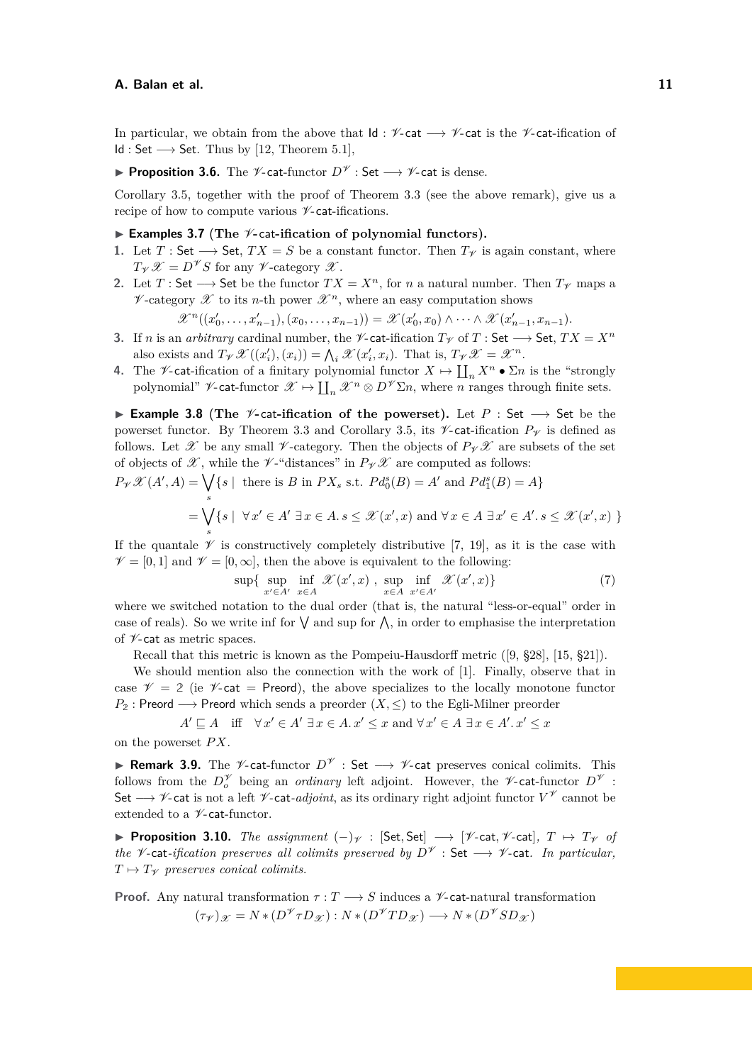In particular, we obtain from the above that $\mathsf{Id} : \mathscr{V}\text{-}\mathsf{cat} \longrightarrow \mathscr{V}\text{-}\mathsf{cat}$ is the $\mathscr{V}$-cat-ification of $\mathsf{Id} : \mathsf{Set} \longrightarrow \mathsf{Set}$. Thus by [12, Theorem 5.1],

▶ **Proposition 3.6.** The $\mathscr{V}$-cat-functor $D^{\mathscr{V}} : \mathsf{Set} \longrightarrow \mathscr{V}\text{-}\mathsf{cat}$ is dense.

Corollary 3.5, together with the proof of Theorem 3.3 (see the above remark), give us a recipe of how to compute various $\mathscr{V}$-cat-ifications.

▶ **Examples 3.7 (The $\mathscr{V}$-cat-ification of polynomial functors).**

1. Let $T : \mathsf{Set} \longrightarrow \mathsf{Set}$, $TX = S$ be a constant functor. Then $T_{\mathscr{V}}$ is again constant, where $T_{\mathscr{V}}\mathscr{X} = D^{\mathscr{V}}S$ for any $\mathscr{V}$-category $\mathscr{X}$.
2. Let $T : \mathsf{Set} \longrightarrow \mathsf{Set}$ be the functor $TX = X^n$, for $n$ a natural number. Then $T_{\mathscr{V}}$ maps a $\mathscr{V}$-category $\mathscr{X}$ to its $n$-th power $\mathscr{X}^n$, where an easy computation shows
$$\mathscr{X}^n((x'_0, \dots, x'_{n-1}), (x_0, \dots, x_{n-1})) = \mathscr{X}(x'_0, x_0) \wedge \dots \wedge \mathscr{X}(x'_{n-1}, x_{n-1}).$$
3. If $n$ is an *arbitrary* cardinal number, the $\mathscr{V}$-cat-ification $T_{\mathscr{V}}$ of $T : \mathsf{Set} \longrightarrow \mathsf{Set}$, $TX = X^n$ also exists and $T_{\mathscr{V}}\mathscr{X}((x'_i), (x_i)) = \bigwedge_i \mathscr{X}(x'_i, x_i)$. That is, $T_{\mathscr{V}}\mathscr{X} = \mathscr{X}^n$.
4. The $\mathscr{V}$-cat-ification of a finitary polynomial functor $X \mapsto \coprod_n X^n \bullet \Sigma n$ is the "strongly polynomial" $\mathscr{V}$-cat-functor $\mathscr{X} \mapsto \coprod_n \mathscr{X}^n \otimes D^{\mathscr{V}}\Sigma n$, where $n$ ranges through finite sets.

▶ **Example 3.8 (The $\mathscr{V}$-cat-ification of the powerset).** Let $P : \mathsf{Set} \longrightarrow \mathsf{Set}$ be the powerset functor. By Theorem 3.3 and Corollary 3.5, its $\mathscr{V}$-cat-ification $P_{\mathscr{V}}$ is defined as follows. Let $\mathscr{X}$ be any small $\mathscr{V}$-category. Then the objects of $P_{\mathscr{V}}\mathscr{X}$ are subsets of the set of objects of $\mathscr{X}$, while the $\mathscr{V}$-"distances" in $P_{\mathscr{V}}\mathscr{X}$ are computed as follows:

$$
\begin{aligned}
P_{\mathscr{V}}\mathscr{X}(A', A) &= \bigvee_s \{ s \mid \text{ there is } B \text{ in } PX_s \text{ s.t. } Pd_0^s(B) = A' \text{ and } Pd_1^s(B) = A \} \\
&= \bigvee_s \{ s \mid \ \forall x' \in A' \ \exists x \in A.\, s \le \mathscr{X}(x', x) \text{ and } \forall x \in A \ \exists x' \in A'.\, s \le \mathscr{X}(x', x) \ \}
\end{aligned}
$$

If the quantale $\mathscr{V}$ is constructively completely distributive [7, 19], as it is the case with $\mathscr{V} = [0, 1]$ and $\mathscr{V} = [0, \infty]$, then the above is equivalent to the following:

$$\sup\{ \sup_{x' \in A'} \inf_{x \in A} \mathscr{X}(x', x) \ , \ \sup_{x \in A} \inf_{x' \in A'} \mathscr{X}(x', x) \} \tag{7}$$

where we switched notation to the dual order (that is, the natural "less-or-equal" order in case of reals). So we write inf for $\bigvee$ and sup for $\bigwedge$, in order to emphasise the interpretation of $\mathscr{V}$-cat as metric spaces.

Recall that this metric is known as the Pompeiu-Hausdorff metric ([9, §28], [15, §21]).

We should mention also the connection with the work of [1]. Finally, observe that in case $\mathscr{V} = 2$ (ie $\mathscr{V}\text{-}\mathsf{cat} = \mathsf{Preord}$), the above specializes to the locally monotone functor $P_2 : \mathsf{Preord} \longrightarrow \mathsf{Preord}$ which sends a preorder $(X, \le)$ to the Egli-Milner preorder

$$A' \sqsubseteq A \quad \text{iff} \quad \forall x' \in A' \ \exists x \in A.\, x' \le x \text{ and } \forall x' \in A \ \exists x \in A'.\, x' \le x$$

on the powerset $PX$.

▶ **Remark 3.9.** The $\mathscr{V}$-cat-functor $D^{\mathscr{V}} : \mathsf{Set} \longrightarrow \mathscr{V}\text{-}\mathsf{cat}$ preserves conical colimits. This follows from the $D_o^{\mathscr{V}}$ being an *ordinary* left adjoint. However, the $\mathscr{V}$-cat-functor $D^{\mathscr{V}} : \mathsf{Set} \longrightarrow \mathscr{V}\text{-}\mathsf{cat}$ is not a left $\mathscr{V}$-cat-*adjoint*, as its ordinary right adjoint functor $V^{\mathscr{V}}$ cannot be extended to a $\mathscr{V}$-cat-functor.

▶ **Proposition 3.10.** *The assignment $(-)_{\mathscr{V}} : [\mathsf{Set}, \mathsf{Set}] \longrightarrow [\mathscr{V}\text{-}\mathsf{cat}, \mathscr{V}\text{-}\mathsf{cat}]$, $T \mapsto T_{\mathscr{V}}$ of the $\mathscr{V}$-cat-ification preserves all colimits preserved by $D^{\mathscr{V}} : \mathsf{Set} \longrightarrow \mathscr{V}\text{-}\mathsf{cat}$. In particular, $T \mapsto T_{\mathscr{V}}$ preserves conical colimits.*

**Proof.** Any natural transformation $\tau : T \longrightarrow S$ induces a $\mathscr{V}$-cat-natural transformation

$$(\tau_{\mathscr{V}})_{\mathscr{X}} = N * (D^{\mathscr{V}}\tau D_{\mathscr{X}}) : N * (D^{\mathscr{V}}TD_{\mathscr{X}}) \longrightarrow N * (D^{\mathscr{V}}SD_{\mathscr{X}})$$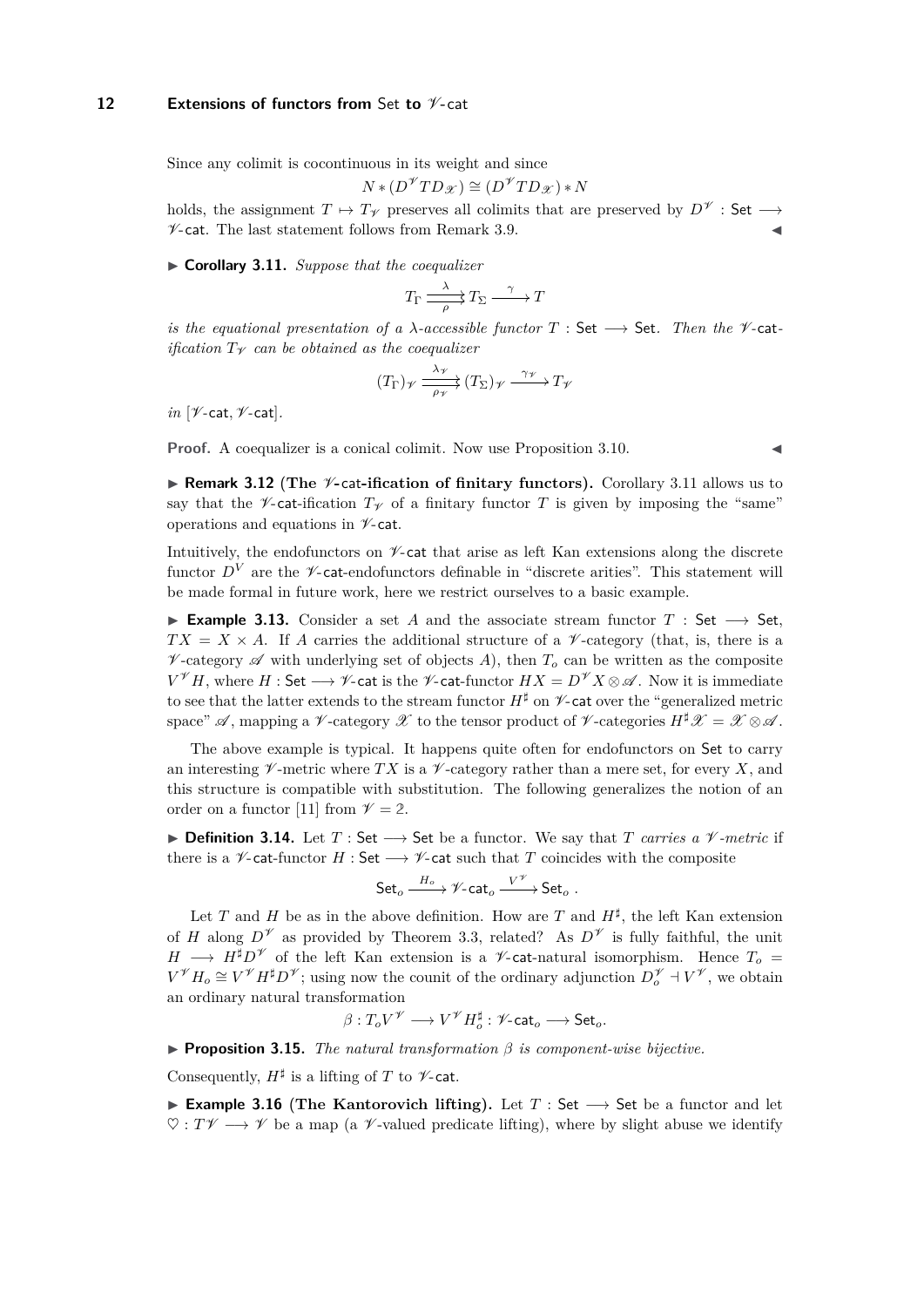Since any colimit is cocontinuous in its weight and since

$$N * (D^{\mathscr{V}} T D_{\mathscr{X}}) \cong (D^{\mathscr{V}} T D_{\mathscr{X}}) * N$$

holds, the assignment $T \mapsto T_{\mathscr{V}}$ preserves all colimits that are preserved by $D^{\mathscr{V}} : \mathsf{Set} \longrightarrow \mathscr{V}\text{-}\mathsf{cat}$. The last statement follows from Remark 3.9. ◀

▶ **Corollary 3.11.** *Suppose that the coequalizer*

$$T_\Gamma \overset{\lambda}{\underset{\rho}{\rightrightarrows}} T_\Sigma \xrightarrow{\ \gamma\ } T$$

*is the equational presentation of a $\lambda$-accessible functor $T : \mathsf{Set} \longrightarrow \mathsf{Set}$. Then the $\mathscr{V}$-cat-ification $T_{\mathscr{V}}$ can be obtained as the coequalizer*

$$(T_\Gamma)_{\mathscr{V}} \overset{\lambda_{\mathscr{V}}}{\underset{\rho_{\mathscr{V}}}{\rightrightarrows}} (T_\Sigma)_{\mathscr{V}} \xrightarrow{\ \gamma_{\mathscr{V}}\ } T_{\mathscr{V}}$$

*in $[\mathscr{V}\text{-}\mathsf{cat}, \mathscr{V}\text{-}\mathsf{cat}]$.*

**Proof.** A coequalizer is a conical colimit. Now use Proposition 3.10. ◀

▶ **Remark 3.12 (The $\mathscr{V}$-cat-ification of finitary functors).** Corollary 3.11 allows us to say that the $\mathscr{V}$-cat-ification $T_{\mathscr{V}}$ of a finitary functor $T$ is given by imposing the "same" operations and equations in $\mathscr{V}$-cat.

Intuitively, the endofunctors on $\mathscr{V}$-cat that arise as left Kan extensions along the discrete functor $D^V$ are the $\mathscr{V}$-cat-endofunctors definable in "discrete arities". This statement will be made formal in future work, here we restrict ourselves to a basic example.

▶ **Example 3.13.** Consider a set $A$ and the associate stream functor $T : \mathsf{Set} \longrightarrow \mathsf{Set}$, $TX = X \times A$. If $A$ carries the additional structure of a $\mathscr{V}$-category (that, is, there is a $\mathscr{V}$-category $\mathscr{A}$ with underlying set of objects $A$), then $T_o$ can be written as the composite $V^{\mathscr{V}} H$, where $H : \mathsf{Set} \longrightarrow \mathscr{V}\text{-}\mathsf{cat}$ is the $\mathscr{V}$-cat-functor $HX = D^{\mathscr{V}} X \otimes \mathscr{A}$. Now it is immediate to see that the latter extends to the stream functor $H^\sharp$ on $\mathscr{V}$-cat over the "generalized metric space" $\mathscr{A}$, mapping a $\mathscr{V}$-category $\mathscr{X}$ to the tensor product of $\mathscr{V}$-categories $H^\sharp \mathscr{X} = \mathscr{X} \otimes \mathscr{A}$.

The above example is typical. It happens quite often for endofunctors on Set to carry an interesting $\mathscr{V}$-metric where $TX$ is a $\mathscr{V}$-category rather than a mere set, for every $X$, and this structure is compatible with substitution. The following generalizes the notion of an order on a functor [11] from $\mathscr{V} = 2$.

▶ **Definition 3.14.** Let $T : \mathsf{Set} \longrightarrow \mathsf{Set}$ be a functor. We say that $T$ *carries a $\mathscr{V}$-metric* if there is a $\mathscr{V}$-cat-functor $H : \mathsf{Set} \longrightarrow \mathscr{V}\text{-}\mathsf{cat}$ such that $T$ coincides with the composite

$$\mathsf{Set}_o \xrightarrow{\ H_o\ } \mathscr{V}\text{-}\mathsf{cat}_o \xrightarrow{\ V^{\mathscr{V}}\ } \mathsf{Set}_o\ .$$

Let $T$ and $H$ be as in the above definition. How are $T$ and $H^\sharp$, the left Kan extension of $H$ along $D^{\mathscr{V}}$ as provided by Theorem 3.3, related? As $D^{\mathscr{V}}$ is fully faithful, the unit $H \longrightarrow H^\sharp D^{\mathscr{V}}$ of the left Kan extension is a $\mathscr{V}$-cat-natural isomorphism. Hence $T_o = V^{\mathscr{V}} H_o \cong V^{\mathscr{V}} H^\sharp D^{\mathscr{V}}$; using now the counit of the ordinary adjunction $D_o^{\mathscr{V}} \dashv V^{\mathscr{V}}$, we obtain an ordinary natural transformation

$$\beta : T_o V^{\mathscr{V}} \longrightarrow V^{\mathscr{V}} H_o^\sharp : \mathscr{V}\text{-}\mathsf{cat}_o \longrightarrow \mathsf{Set}_o.$$

▶ **Proposition 3.15.** *The natural transformation $\beta$ is component-wise bijective.*

Consequently, $H^\sharp$ is a lifting of $T$ to $\mathscr{V}$-cat.

▶ **Example 3.16 (The Kantorovich lifting).** Let $T : \mathsf{Set} \longrightarrow \mathsf{Set}$ be a functor and let $\heartsuit : T\mathscr{V} \longrightarrow \mathscr{V}$ be a map (a $\mathscr{V}$-valued predicate lifting), where by slight abuse we identify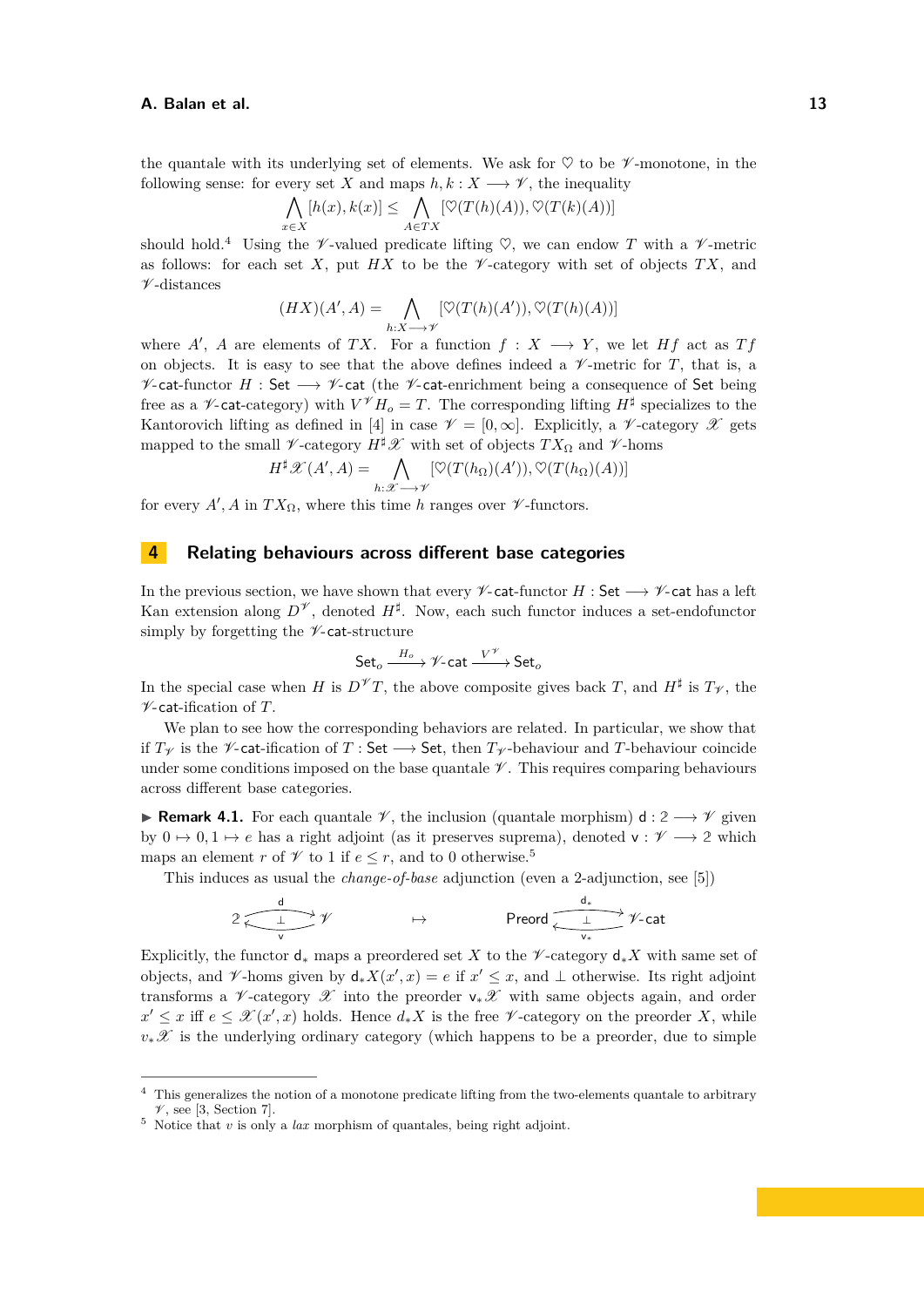the quantale with its underlying set of elements. We ask for $\heartsuit$ to be $\mathscr{V}$-monotone, in the following sense: for every set $X$ and maps $h, k : X \longrightarrow \mathscr{V}$, the inequality

$$\bigwedge_{x \in X} [h(x), k(x)] \leq \bigwedge_{A \in TX} [\heartsuit(T(h)(A)), \heartsuit(T(k)(A))]$$

should hold.[4] Using the $\mathscr{V}$-valued predicate lifting $\heartsuit$, we can endow $T$ with a $\mathscr{V}$-metric as follows: for each set $X$, put $HX$ to be the $\mathscr{V}$-category with set of objects $TX$, and $\mathscr{V}$-distances

$$(HX)(A', A) = \bigwedge_{h : X \longrightarrow \mathscr{V}} [\heartsuit(T(h)(A')), \heartsuit(T(h)(A))]$$

where $A'$, $A$ are elements of $TX$. For a function $f : X \longrightarrow Y$, we let $Hf$ act as $Tf$ on objects. It is easy to see that the above defines indeed a $\mathscr{V}$-metric for $T$, that is, a $\mathscr{V}$-cat-functor $H : \mathsf{Set} \longrightarrow \mathscr{V}\text{-}\mathsf{cat}$ (the $\mathscr{V}$-cat-enrichment being a consequence of $\mathsf{Set}$ being free as a $\mathscr{V}$-cat-category) with $V^{\mathscr{V}} H_o = T$. The corresponding lifting $H^\sharp$ specializes to the Kantorovich lifting as defined in [4] in case $\mathscr{V} = [0, \infty]$. Explicitly, a $\mathscr{V}$-category $\mathscr{X}$ gets mapped to the small $\mathscr{V}$-category $H^\sharp \mathscr{X}$ with set of objects $TX_\Omega$ and $\mathscr{V}$-homs

$$H^\sharp \mathscr{X}(A', A) = \bigwedge_{h : \mathscr{X} \longrightarrow \mathscr{V}} [\heartsuit(T(h_\Omega)(A')), \heartsuit(T(h_\Omega)(A))]$$

for every $A', A$ in $TX_\Omega$, where this time $h$ ranges over $\mathscr{V}$-functors.

## 4 Relating behaviours across different base categories

In the previous section, we have shown that every $\mathscr{V}$-cat-functor $H : \mathsf{Set} \longrightarrow \mathscr{V}\text{-}\mathsf{cat}$ has a left Kan extension along $D^{\mathscr{V}}$, denoted $H^\sharp$. Now, each such functor induces a set-endofunctor simply by forgetting the $\mathscr{V}$-cat-structure

$$\mathsf{Set}_o \xrightarrow{H_o} \mathscr{V}\text{-}\mathsf{cat} \xrightarrow{V^{\mathscr{V}}} \mathsf{Set}_o$$

In the special case when $H$ is $D^{\mathscr{V}} T$, the above composite gives back $T$, and $H^\sharp$ is $T_{\mathscr{V}}$, the $\mathscr{V}$-cat-ification of $T$.

We plan to see how the corresponding behaviors are related. In particular, we show that if $T_{\mathscr{V}}$ is the $\mathscr{V}$-cat-ification of $T : \mathsf{Set} \longrightarrow \mathsf{Set}$, then $T_{\mathscr{V}}$-behaviour and $T$-behaviour coincide under some conditions imposed on the base quantale $\mathscr{V}$. This requires comparing behaviours across different base categories.

▶ **Remark 4.1.** For each quantale $\mathscr{V}$, the inclusion (quantale morphism) $\mathsf{d} : 2 \longrightarrow \mathscr{V}$ given by $0 \mapsto 0, 1 \mapsto e$ has a right adjoint (as it preserves suprema), denoted $\mathsf{v} : \mathscr{V} \longrightarrow 2$ which maps an element $r$ of $\mathscr{V}$ to 1 if $e \leq r$, and to 0 otherwise.[5]

This induces as usual the *change-of-base* adjunction (even a 2-adjunction, see [5])

$$2 \underset{\mathsf{v}}{\overset{\mathsf{d}}{\underset{\longleftarrow}{\overset{\longrightarrow}{\bot}}}} \mathscr{V} \qquad \mapsto \qquad \mathsf{Preord} \underset{\mathsf{v}_*}{\overset{\mathsf{d}_*}{\underset{\longleftarrow}{\overset{\longrightarrow}{\bot}}}} \mathscr{V}\text{-}\mathsf{cat}$$

Explicitly, the functor $\mathsf{d}_*$ maps a preordered set $X$ to the $\mathscr{V}$-category $\mathsf{d}_* X$ with same set of objects, and $\mathscr{V}$-homs given by $\mathsf{d}_* X(x', x) = e$ if $x' \leq x$, and $\bot$ otherwise. Its right adjoint transforms a $\mathscr{V}$-category $\mathscr{X}$ into the preorder $\mathsf{v}_* \mathscr{X}$ with same objects again, and order $x' \leq x$ iff $e \leq \mathscr{X}(x', x)$ holds. Hence $d_* X$ is the free $\mathscr{V}$-category on the preorder $X$, while $v_* \mathscr{X}$ is the underlying ordinary category (which happens to be a preorder, due to simple

[4] This generalizes the notion of a monotone predicate lifting from the two-elements quantale to arbitrary $\mathscr{V}$, see [3, Section 7].

[5] Notice that $v$ is only a *lax* morphism of quantales, being right adjoint.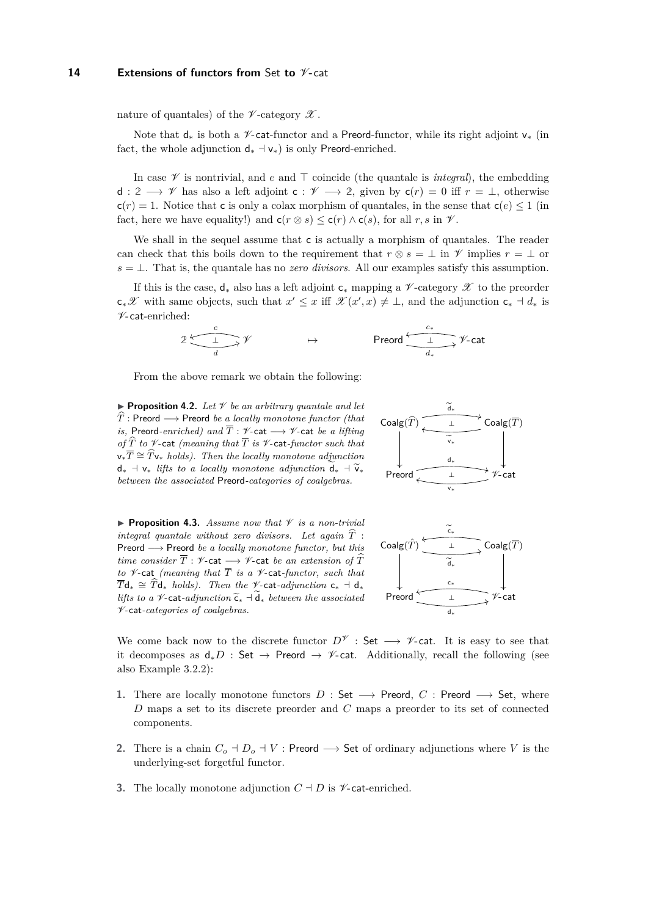nature of quantales) of the $\mathscr{V}$-category $\mathscr{X}$.

Note that $\mathsf{d}_*$ is both a $\mathscr{V}$-$\mathsf{cat}$-functor and a $\mathsf{Preord}$-functor, while its right adjoint $\mathsf{v}_*$ (in fact, the whole adjunction $\mathsf{d}_* \dashv \mathsf{v}_*$) is only $\mathsf{Preord}$-enriched.

In case $\mathscr{V}$ is nontrivial, and $e$ and $\top$ coincide (the quantale is *integral*), the embedding $\mathsf{d} : 2 \longrightarrow \mathscr{V}$ has also a left adjoint $\mathsf{c} : \mathscr{V} \longrightarrow 2$, given by $\mathsf{c}(r) = 0$ iff $r = \bot$, otherwise $\mathsf{c}(r) = 1$. Notice that $\mathsf{c}$ is only a colax morphism of quantales, in the sense that $\mathsf{c}(e) \leq 1$ (in fact, here we have equality!) and $\mathsf{c}(r \otimes s) \leq \mathsf{c}(r) \wedge \mathsf{c}(s)$, for all $r, s$ in $\mathscr{V}$.

We shall in the sequel assume that $\mathsf{c}$ is actually a morphism of quantales. The reader can check that this boils down to the requirement that $r \otimes s = \bot$ in $\mathscr{V}$ implies $r = \bot$ or $s = \bot$. That is, the quantale has no *zero divisors*. All our examples satisfy this assumption.

If this is the case, $\mathsf{d}_*$ also has a left adjoint $\mathsf{c}_*$ mapping a $\mathscr{V}$-category $\mathscr{X}$ to the preorder $\mathsf{c}_*\mathscr{X}$ with same objects, such that $x' \leq x$ iff $\mathscr{X}(x', x) \neq \bot$, and the adjunction $\mathsf{c}_* \dashv d_*$ is $\mathscr{V}$-$\mathsf{cat}$-enriched:

$$2 \underset{d}{\overset{c}{\underset{\perp}{\leftrightarrows}}} \mathscr{V} \qquad \mapsto \qquad \mathsf{Preord} \underset{d_*}{\overset{c_*}{\underset{\perp}{\leftrightarrows}}} \mathscr{V}\text{-}\mathsf{cat}$$

From the above remark we obtain the following:

▶ **Proposition 4.2.** *Let $\mathscr{V}$ be an arbitrary quantale and let $\widehat{T} : \mathsf{Preord} \longrightarrow \mathsf{Preord}$ be a locally monotone functor (that is, $\mathsf{Preord}$-enriched) and $\overline{T} : \mathscr{V}\text{-}\mathsf{cat} \longrightarrow \mathscr{V}\text{-}\mathsf{cat}$ be a lifting of $\widehat{T}$ to $\mathscr{V}$-$\mathsf{cat}$ (meaning that $\overline{T}$ is $\mathscr{V}$-$\mathsf{cat}$-functor such that $\mathsf{v}_*\overline{T} \cong \widehat{T}\mathsf{v}_*$ holds). Then the locally monotone adjunction $\mathsf{d}_* \dashv \mathsf{v}_*$ lifts to a locally monotone adjunction $\widetilde{\mathsf{d}}_* \dashv \widetilde{\mathsf{v}}_*$ between the associated $\mathsf{Preord}$-categories of coalgebras.*

$$\begin{array}{ccc} \mathsf{Coalg}(\widehat{T}) & \underset{\widetilde{\mathsf{v}}_*}{\overset{\widetilde{\mathsf{d}}_*}{\underset{\perp}{\rightleftarrows}}} & \mathsf{Coalg}(\overline{T}) \\ \downarrow & & \downarrow \\ \mathsf{Preord} & \underset{\mathsf{v}_*}{\overset{\mathsf{d}_*}{\underset{\perp}{\rightleftarrows}}} & \mathscr{V}\text{-}\mathsf{cat} \end{array}$$

▶ **Proposition 4.3.** *Assume now that $\mathscr{V}$ is a non-trivial integral quantale without zero divisors. Let again $\widehat{T} : \mathsf{Preord} \longrightarrow \mathsf{Preord}$ be a locally monotone functor, but this time consider $\overline{T} : \mathscr{V}\text{-}\mathsf{cat} \longrightarrow \mathscr{V}\text{-}\mathsf{cat}$ be an extension of $\widehat{T}$ to $\mathscr{V}$-$\mathsf{cat}$ (meaning that $\overline{T}$ is a $\mathscr{V}$-$\mathsf{cat}$-functor, such that $\overline{T}\mathsf{d}_* \cong \widehat{T}\mathsf{d}_*$ holds). Then the $\mathscr{V}$-$\mathsf{cat}$-adjunction $\mathsf{c}_* \dashv \mathsf{d}_*$ lifts to a $\mathscr{V}$-$\mathsf{cat}$-adjunction $\widetilde{\mathsf{c}}_* \dashv \widetilde{\mathsf{d}}_*$ between the associated $\mathscr{V}$-$\mathsf{cat}$-categories of coalgebras.*

$$\begin{array}{ccc} \mathsf{Coalg}(\widehat{T}) & \underset{\widetilde{\mathsf{d}}_*}{\overset{\widetilde{\mathsf{c}}_*}{\underset{\perp}{\leftrightarrows}}} & \mathsf{Coalg}(\overline{T}) \\ \downarrow & & \downarrow \\ \mathsf{Preord} & \underset{\mathsf{d}_*}{\overset{\mathsf{c}_*}{\underset{\perp}{\leftrightarrows}}} & \mathscr{V}\text{-}\mathsf{cat} \end{array}$$

We come back now to the discrete functor $D^{\mathscr{V}} : \mathsf{Set} \longrightarrow \mathscr{V}\text{-}\mathsf{cat}$. It is easy to see that it decomposes as $\mathsf{d}_* D : \mathsf{Set} \to \mathsf{Preord} \to \mathscr{V}\text{-}\mathsf{cat}$. Additionally, recall the following (see also Example 3.2.2):

1. There are locally monotone functors $D : \mathsf{Set} \longrightarrow \mathsf{Preord}$, $C : \mathsf{Preord} \longrightarrow \mathsf{Set}$, where $D$ maps a set to its discrete preorder and $C$ maps a preorder to its set of connected components.
2. There is a chain $C_o \dashv D_o \dashv V : \mathsf{Preord} \longrightarrow \mathsf{Set}$ of ordinary adjunctions where $V$ is the underlying-set forgetful functor.
3. The locally monotone adjunction $C \dashv D$ is $\mathscr{V}$-$\mathsf{cat}$-enriched.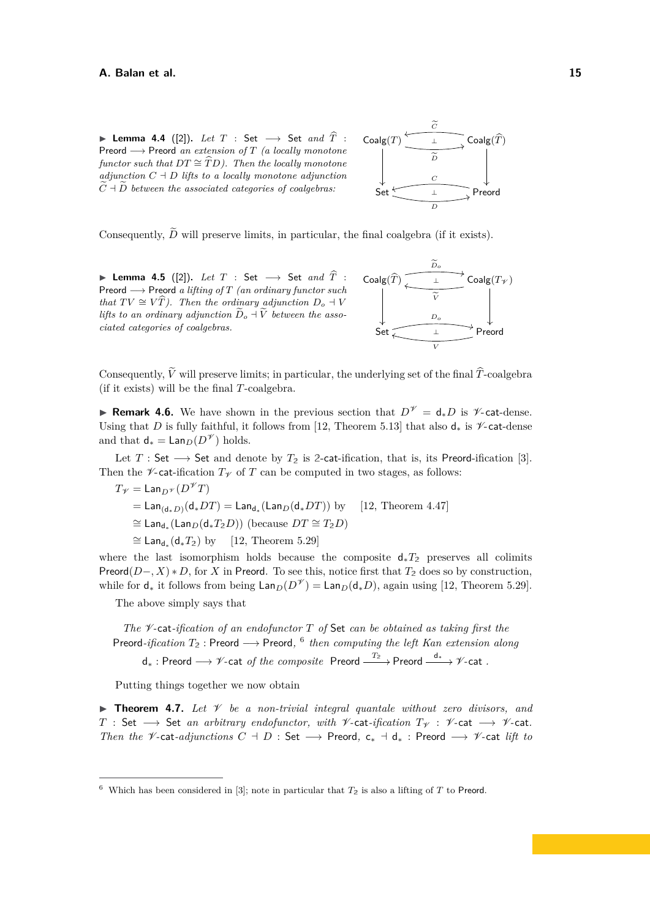▶ **Lemma 4.4** ([2]). *Let $T$ : Set $\longrightarrow$ Set and $\widehat{T}$ : Preord $\longrightarrow$ Preord an extension of $T$ (a locally monotone functor such that $DT \cong \widehat{T}D$). Then the locally monotone adjunction $C \dashv D$ lifts to a locally monotone adjunction $\widetilde{C} \dashv \widetilde{D}$ between the associated categories of coalgebras:*

$$\begin{array}{ccc}
\mathsf{Coalg}(T) & \underset{\widetilde{D}}{\overset{\widetilde{C}}{\rightleftarrows}} & \mathsf{Coalg}(\widehat{T}) \\
\downarrow & & \downarrow \\
\mathsf{Set} & \underset{D}{\overset{C}{\rightleftarrows}} & \mathsf{Preord}
\end{array}$$

Consequently, $\widetilde{D}$ will preserve limits, in particular, the final coalgebra (if it exists).

▶ **Lemma 4.5** ([2]). *Let $T$ : Set $\longrightarrow$ Set and $\widehat{T}$ : Preord $\longrightarrow$ Preord a lifting of $T$ (an ordinary functor such that $TV \cong V\widehat{T}$). Then the ordinary adjunction $D_o \dashv V$ lifts to an ordinary adjunction $\widetilde{D}_o \dashv \widetilde{V}$ between the associated categories of coalgebras.*

$$\begin{array}{ccc}
\mathsf{Coalg}(\widehat{T}) & \underset{\widetilde{V}}{\overset{\widetilde{D}_o}{\rightleftarrows}} & \mathsf{Coalg}(T_{\mathscr{V}}) \\
\downarrow & & \downarrow \\
\mathsf{Set} & \underset{V}{\overset{D_o}{\rightleftarrows}} & \mathsf{Preord}
\end{array}$$

Consequently, $\widetilde{V}$ will preserve limits; in particular, the underlying set of the final $\widehat{T}$-coalgebra (if it exists) will be the final $T$-coalgebra.

▶ **Remark 4.6.** We have shown in the previous section that $D^{\mathscr{V}} = \mathsf{d}_* D$ is $\mathscr{V}$-cat-dense. Using that $D$ is fully faithful, it follows from [12, Theorem 5.13] that also $\mathsf{d}_*$ is $\mathscr{V}$-cat-dense and that $\mathsf{d}_* = \mathsf{Lan}_D(D^{\mathscr{V}})$ holds.

Let $T$ : Set $\longrightarrow$ Set and denote by $T_2$ is 2-cat-ification, that is, its Preord-ification [3]. Then the $\mathscr{V}$-cat-ification $T_{\mathscr{V}}$ of $T$ can be computed in two stages, as follows:

$$\begin{aligned}
T_{\mathscr{V}} &= \mathsf{Lan}_{D^{\mathscr{V}}}(D^{\mathscr{V}} T) \\
&= \mathsf{Lan}_{(\mathsf{d}_* D)}(\mathsf{d}_* DT) = \mathsf{Lan}_{\mathsf{d}_*}(\mathsf{Lan}_D(\mathsf{d}_* DT)) \text{ by } \quad [12, \text{Theorem 4.47}] \\
&\cong \mathsf{Lan}_{\mathsf{d}_*}(\mathsf{Lan}_D(\mathsf{d}_* T_2 D)) \text{ (because } DT \cong T_2 D) \\
&\cong \mathsf{Lan}_{\mathsf{d}_*}(\mathsf{d}_* T_2) \text{ by } \quad [12, \text{Theorem 5.29}]
\end{aligned}$$

where the last isomorphism holds because the composite $\mathsf{d}_* T_2$ preserves all colimits $\mathsf{Preord}(D-, X) * D$, for $X$ in Preord. To see this, notice first that $T_2$ does so by construction, while for $\mathsf{d}_*$ it follows from being $\mathsf{Lan}_D(D^{\mathscr{V}}) = \mathsf{Lan}_D(\mathsf{d}_* D)$, again using [12, Theorem 5.29].

The above simply says that

> *The $\mathscr{V}$-cat-ification of an endofunctor $T$ of Set can be obtained as taking first the Preord-ification $T_2$ : Preord $\longrightarrow$ Preord,[6] then computing the left Kan extension along $\mathsf{d}_*$ : Preord $\longrightarrow$ $\mathscr{V}$-cat of the composite Preord $\xrightarrow{T_2}$ Preord $\xrightarrow{\mathsf{d}_*}$ $\mathscr{V}$-cat .*

Putting things together we now obtain

▶ **Theorem 4.7.** *Let $\mathscr{V}$ be a non-trivial integral quantale without zero divisors, and $T$ : Set $\longrightarrow$ Set an arbitrary endofunctor, with $\mathscr{V}$-cat-ification $T_{\mathscr{V}}$ : $\mathscr{V}$-cat $\longrightarrow$ $\mathscr{V}$-cat. Then the $\mathscr{V}$-cat-adjunctions $C \dashv D$ : Set $\longrightarrow$ Preord, $\mathsf{c}_* \dashv \mathsf{d}_*$ : Preord $\longrightarrow$ $\mathscr{V}$-cat lift to*

---

[6] Which has been considered in [3]; note in particular that $T_2$ is also a lifting of $T$ to Preord.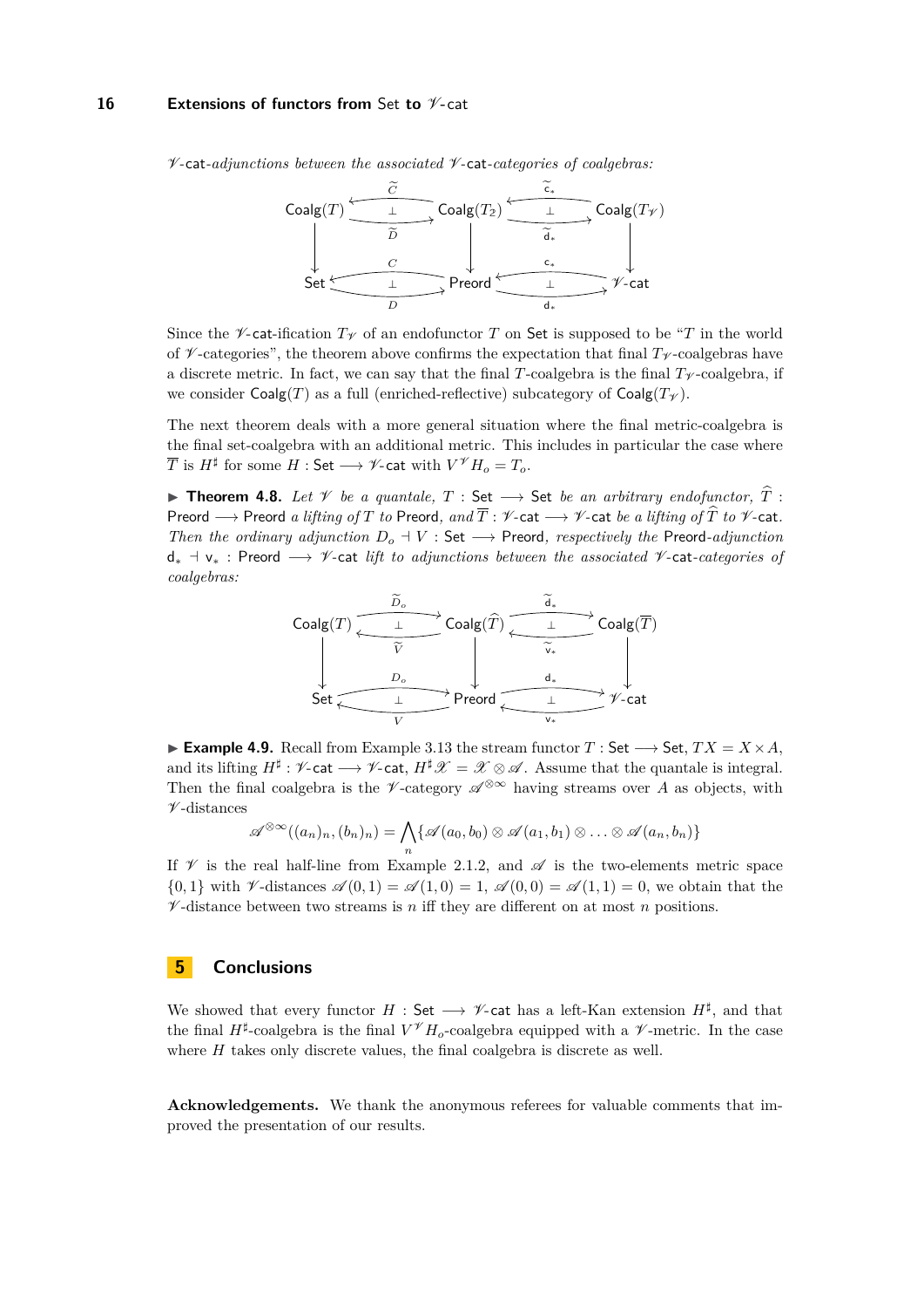$\mathscr{V}$-cat*-adjunctions between the associated* $\mathscr{V}$-cat*-categories of coalgebras:*

$$\begin{array}{ccccc}
\mathsf{Coalg}(T) & \underset{\widetilde{D}}{\overset{\widetilde{C}}{\rightleftarrows}} & \mathsf{Coalg}(T_2) & \underset{\widetilde{\mathsf{d}_*}}{\overset{\widetilde{\mathsf{c}_*}}{\rightleftarrows}} & \mathsf{Coalg}(T_{\mathscr{V}}) \\
\downarrow & & \downarrow & & \downarrow \\
\mathsf{Set} & \underset{D}{\overset{C}{\rightleftarrows}} & \mathsf{Preord} & \underset{\mathsf{d}_*}{\overset{\mathsf{c}_*}{\rightleftarrows}} & \mathscr{V}\text{-}\mathsf{cat}
\end{array}$$

Since the $\mathscr{V}$-cat-ification $T_{\mathscr{V}}$ of an endofunctor $T$ on Set is supposed to be "$T$ in the world of $\mathscr{V}$-categories", the theorem above confirms the expectation that final $T_{\mathscr{V}}$-coalgebras have a discrete metric. In fact, we can say that the final $T$-coalgebra is the final $T_{\mathscr{V}}$-coalgebra, if we consider $\mathsf{Coalg}(T)$ as a full (enriched-reflective) subcategory of $\mathsf{Coalg}(T_{\mathscr{V}})$.

The next theorem deals with a more general situation where the final metric-coalgebra is the final set-coalgebra with an additional metric. This includes in particular the case where $\overline{T}$ is $H^\sharp$ for some $H : \mathsf{Set} \longrightarrow \mathscr{V}\text{-}\mathsf{cat}$ with $V^{\mathscr{V}} H_o = T_o$.

▶ **Theorem 4.8.** *Let* $\mathscr{V}$ *be a quantale,* $T : \mathsf{Set} \longrightarrow \mathsf{Set}$ *be an arbitrary endofunctor,* $\widehat{T} : \mathsf{Preord} \longrightarrow \mathsf{Preord}$ *a lifting of* $T$ *to* Preord*, and* $\overline{T} : \mathscr{V}\text{-}\mathsf{cat} \longrightarrow \mathscr{V}\text{-}\mathsf{cat}$ *be a lifting of* $\widehat{T}$ *to* $\mathscr{V}$-cat*. Then the ordinary adjunction* $D_o \dashv V : \mathsf{Set} \longrightarrow \mathsf{Preord}$*, respectively the* Preord*-adjunction* $\mathsf{d}_* \dashv \mathsf{v}_* : \mathsf{Preord} \longrightarrow \mathscr{V}\text{-}\mathsf{cat}$ *lift to adjunctions between the associated* $\mathscr{V}$-cat*-categories of coalgebras:*

$$\begin{array}{ccccc}
\mathsf{Coalg}(T) & \underset{\widetilde{V}}{\overset{\widetilde{D}_o}{\rightleftarrows}} & \mathsf{Coalg}(\widehat{T}) & \underset{\widetilde{\mathsf{v}_*}}{\overset{\widetilde{\mathsf{d}_*}}{\rightleftarrows}} & \mathsf{Coalg}(\overline{T}) \\
\downarrow & & \downarrow & & \downarrow \\
\mathsf{Set} & \underset{V}{\overset{D_o}{\rightleftarrows}} & \mathsf{Preord} & \underset{\mathsf{v}_*}{\overset{\mathsf{d}_*}{\rightleftarrows}} & \mathscr{V}\text{-}\mathsf{cat}
\end{array}$$

▶ **Example 4.9.** Recall from Example 3.13 the stream functor $T : \mathsf{Set} \longrightarrow \mathsf{Set}$, $TX = X \times A$, and its lifting $H^\sharp : \mathscr{V}\text{-}\mathsf{cat} \longrightarrow \mathscr{V}\text{-}\mathsf{cat}$, $H^\sharp \mathscr{X} = \mathscr{X} \otimes \mathscr{A}$. Assume that the quantale is integral. Then the final coalgebra is the $\mathscr{V}$-category $\mathscr{A}^{\otimes\infty}$ having streams over $A$ as objects, with $\mathscr{V}$-distances

$$\mathscr{A}^{\otimes\infty}((a_n)_n, (b_n)_n) = \bigwedge_n \{\mathscr{A}(a_0, b_0) \otimes \mathscr{A}(a_1, b_1) \otimes \ldots \otimes \mathscr{A}(a_n, b_n)\}$$

If $\mathscr{V}$ is the real half-line from Example 2.1.2, and $\mathscr{A}$ is the two-elements metric space $\{0, 1\}$ with $\mathscr{V}$-distances $\mathscr{A}(0, 1) = \mathscr{A}(1, 0) = 1$, $\mathscr{A}(0, 0) = \mathscr{A}(1, 1) = 0$, we obtain that the $\mathscr{V}$-distance between two streams is $n$ iff they are different on at most $n$ positions.

## 5 Conclusions

We showed that every functor $H : \mathsf{Set} \longrightarrow \mathscr{V}\text{-}\mathsf{cat}$ has a left-Kan extension $H^\sharp$, and that the final $H^\sharp$-coalgebra is the final $V^{\mathscr{V}} H_o$-coalgebra equipped with a $\mathscr{V}$-metric. In the case where $H$ takes only discrete values, the final coalgebra is discrete as well.

**Acknowledgements.** We thank the anonymous referees for valuable comments that improved the presentation of our results.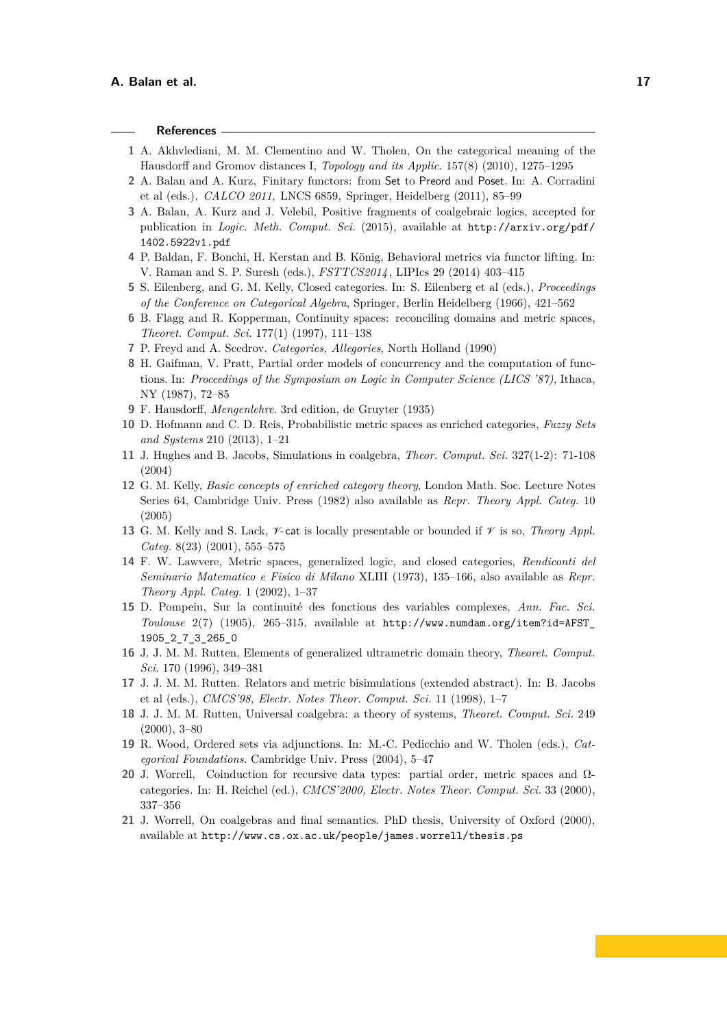## References

1. A. Akhvlediani, M. M. Clementino and W. Tholen, On the categorical meaning of the Hausdorff and Gromov distances I, *Topology and its Applic.* 157(8) (2010), 1275–1295
2. A. Balan and A. Kurz, Finitary functors: from Set to Preord and Poset. In: A. Corradini et al (eds.), *CALCO 2011*, LNCS 6859, Springer, Heidelberg (2011), 85–99
3. A. Balan, A. Kurz and J. Velebil, Positive fragments of coalgebraic logics, accepted for publication in *Logic. Meth. Comput. Sci.* (2015), available at `http://arxiv.org/pdf/1402.5922v1.pdf`
4. P. Baldan, F. Bonchi, H. Kerstan and B. König, Behavioral metrics via functor lifting. In: V. Raman and S. P. Suresh (eds.), *FSTTCS2014*, LIPIcs 29 (2014) 403–415
5. S. Eilenberg, and G. M. Kelly, Closed categories. In: S. Eilenberg et al (eds.), *Proceedings of the Conference on Categorical Algebra*, Springer, Berlin Heidelberg (1966), 421–562
6. B. Flagg and R. Kopperman, Continuity spaces: reconciling domains and metric spaces, *Theoret. Comput. Sci.* 177(1) (1997), 111–138
7. P. Freyd and A. Scedrov. *Categories, Allegories*, North Holland (1990)
8. H. Gaifman, V. Pratt, Partial order models of concurrency and the computation of functions. In: *Proceedings of the Symposium on Logic in Computer Science (LICS '87)*, Ithaca, NY (1987), 72–85
9. F. Hausdorff, *Mengenlehre.* 3rd edition, de Gruyter (1935)
10. D. Hofmann and C. D. Reis, Probabilistic metric spaces as enriched categories, *Fuzzy Sets and Systems* 210 (2013), 1–21
11. J. Hughes and B. Jacobs, Simulations in coalgebra, *Theor. Comput. Sci.* 327(1-2): 71-108 (2004)
12. G. M. Kelly, *Basic concepts of enriched category theory*, London Math. Soc. Lecture Notes Series 64, Cambridge Univ. Press (1982) also available as *Repr. Theory Appl. Categ.* 10 (2005)
13. G. M. Kelly and S. Lack, $\mathscr{V}$-cat is locally presentable or bounded if $\mathscr{V}$ is so, *Theory Appl. Categ.* 8(23) (2001), 555–575
14. F. W. Lawvere, Metric spaces, generalized logic, and closed categories, *Rendiconti del Seminario Matematico e Fisico di Milano* XLIII (1973), 135–166, also available as *Repr. Theory Appl. Categ.* 1 (2002), 1–37
15. D. Pompeiu, Sur la continuité des fonctions des variables complexes, *Ann. Fac. Sci. Toulouse* 2(7) (1905), 265–315, available at `http://www.numdam.org/item?id=AFST_1905_2_7_3_265_0`
16. J. J. M. M. Rutten, Elements of generalized ultrametric domain theory, *Theoret. Comput. Sci.* 170 (1996), 349–381
17. J. J. M. M. Rutten. Relators and metric bisimulations (extended abstract). In: B. Jacobs et al (eds.), *CMCS'98, Electr. Notes Theor. Comput. Sci.* 11 (1998), 1–7
18. J. J. M. M. Rutten, Universal coalgebra: a theory of systems, *Theoret. Comput. Sci.* 249 (2000), 3–80
19. R. Wood, Ordered sets via adjunctions. In: M.-C. Pedicchio and W. Tholen (eds.), *Categorical Foundations.* Cambridge Univ. Press (2004), 5–47
20. J. Worrell, Coinduction for recursive data types: partial order, metric spaces and Ω-categories. In: H. Reichel (ed.), *CMCS'2000, Electr. Notes Theor. Comput. Sci.* 33 (2000), 337–356
21. J. Worrell, On coalgebras and final semantics. PhD thesis, University of Oxford (2000), available at `http://www.cs.ox.ac.uk/people/james.worrell/thesis.ps`